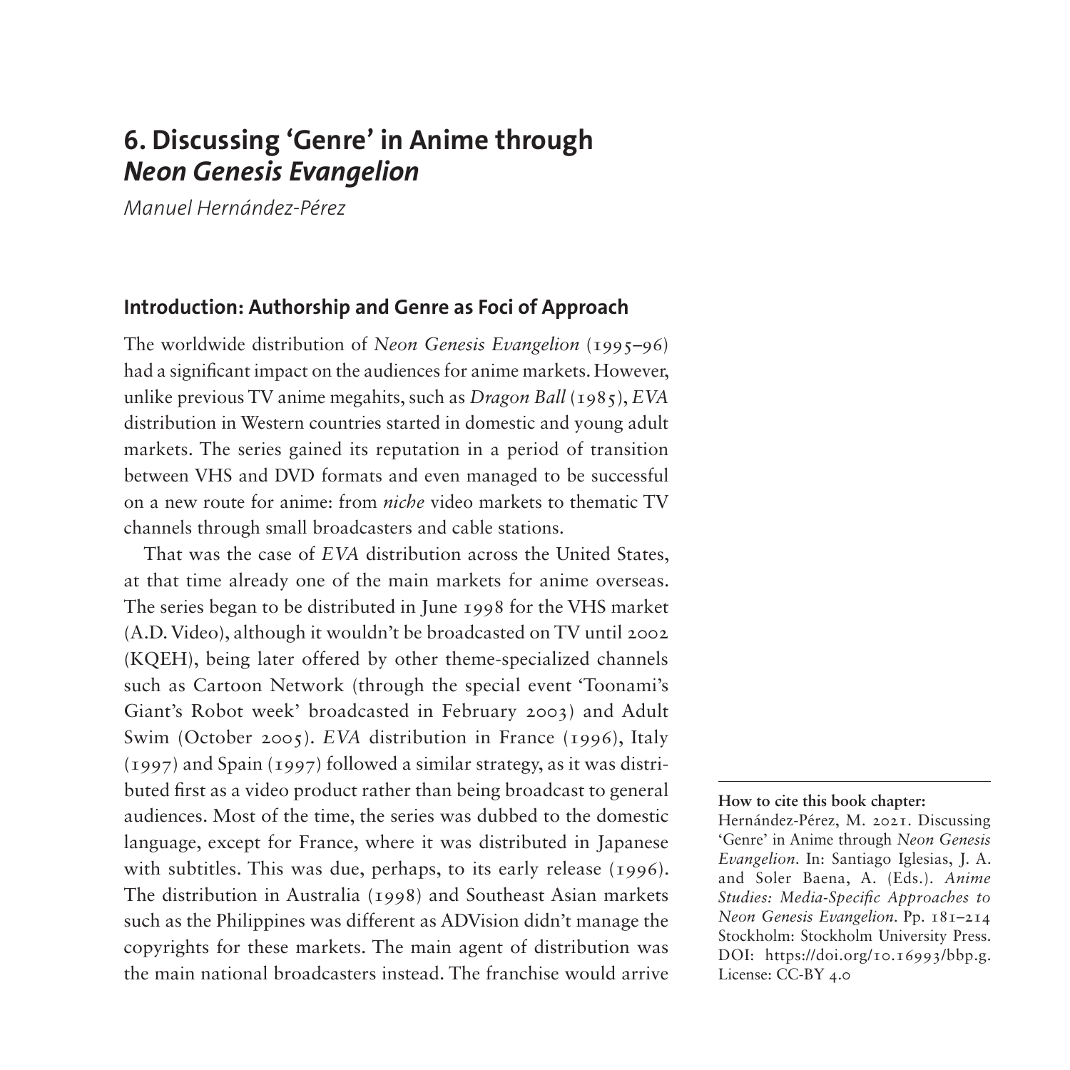# 6. Discussing 'Genre' in Anime through *Neon Genesis Evangelion*

*Manuel Hernández-Pérez*

## Introduction: Authorship and Genre as Foci of Approach

The worldwide distribution of *Neon Genesis Evangelion* (1995–96) had a significant impact on the audiences for anime markets. However, unlike previous TV anime megahits, such as *Dragon Ball* (1985), *EVA* distribution in Western countries started in domestic and young adult markets. The series gained its reputation in a period of transition between VHS and DVD formats and even managed to be successful on a new route for anime: from *niche* video markets to thematic TV channels through small broadcasters and cable stations.

That was the case of *EVA* distribution across the United States, at that time already one of the main markets for anime overseas. The series began to be distributed in June 1998 for the VHS market (A.D. Video), although it wouldn't be broadcasted on TV until 2002 (KQEH), being later offered by other theme-specialized channels such as Cartoon Network (through the special event 'Toonami's Giant's Robot week' broadcasted in February 2003) and Adult Swim (October 2005). *EVA* distribution in France (1996), Italy (1997) and Spain (1997) followed a similar strategy, as it was distributed first as a video product rather than being broadcast to general audiences. Most of the time, the series was dubbed to the domestic language, except for France, where it was distributed in Japanese with subtitles. This was due, perhaps, to its early release (1996). The distribution in Australia (1998) and Southeast Asian markets such as the Philippines was different as ADVision didn't manage the copyrights for these markets. The main agent of distribution was the main national broadcasters instead. The franchise would arrive

**How to cite this book chapter:**
Hernández-Pérez, M. 2021. Discussing 'Genre' in Anime through *Neon Genesis Evangelion*. In: Santiago Iglesias, J. A. and Soler Baena, A. (Eds.). *Anime Studies: Media-Specific Approaches to Neon Genesis Evangelion*. Pp. 181–214 Stockholm: Stockholm University Press. DOI: https://doi.org/10.16993/bbp.g. License: CC-BY 4.0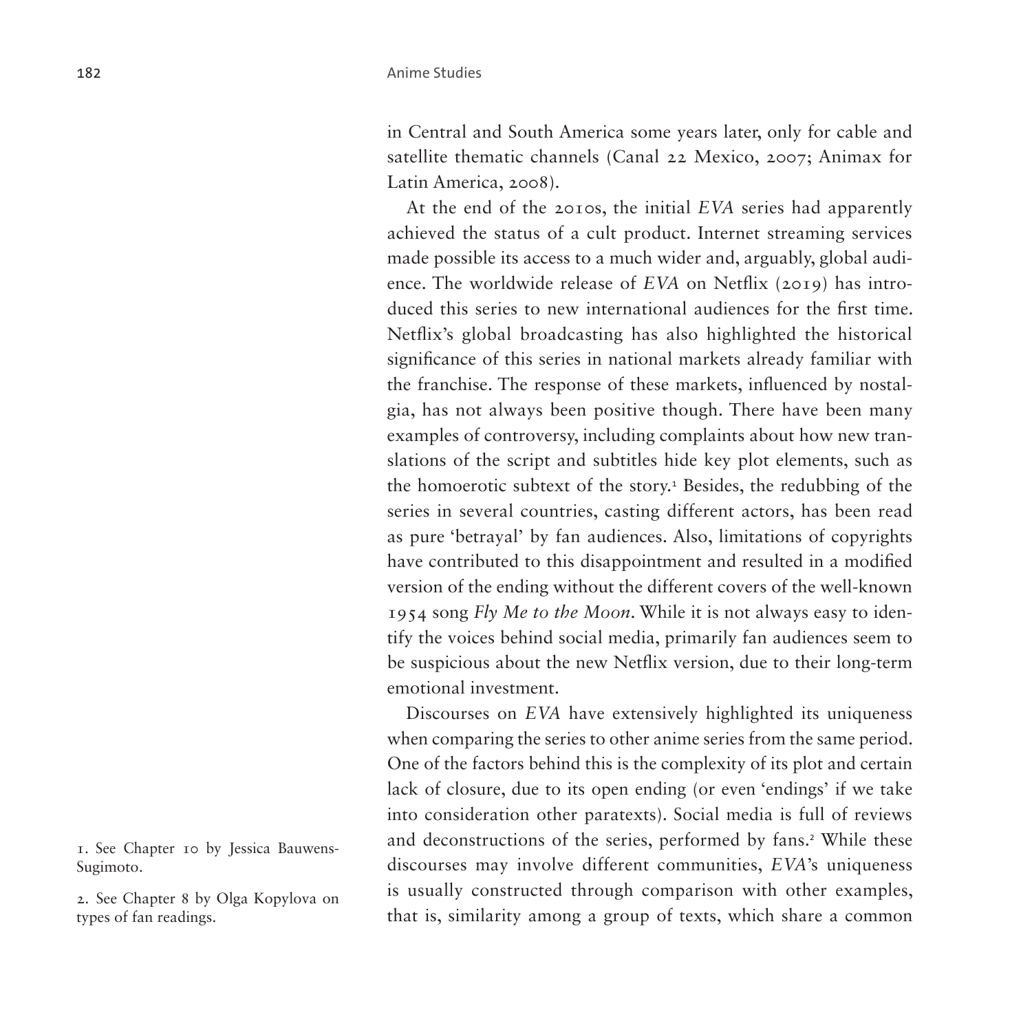in Central and South America some years later, only for cable and satellite thematic channels (Canal 22 Mexico, 2007; Animax for Latin America, 2008).

At the end of the 2010s, the initial *EVA* series had apparently achieved the status of a cult product. Internet streaming services made possible its access to a much wider and, arguably, global audience. The worldwide release of *EVA* on Netflix (2019) has introduced this series to new international audiences for the first time. Netflix's global broadcasting has also highlighted the historical significance of this series in national markets already familiar with the franchise. The response of these markets, influenced by nostalgia, has not always been positive though. There have been many examples of controversy, including complaints about how new translations of the script and subtitles hide key plot elements, such as the homoerotic subtext of the story.[1] Besides, the redubbing of the series in several countries, casting different actors, has been read as pure 'betrayal' by fan audiences. Also, limitations of copyrights have contributed to this disappointment and resulted in a modified version of the ending without the different covers of the well-known 1954 song *Fly Me to the Moon*. While it is not always easy to identify the voices behind social media, primarily fan audiences seem to be suspicious about the new Netflix version, due to their long-term emotional investment.

Discourses on *EVA* have extensively highlighted its uniqueness when comparing the series to other anime series from the same period. One of the factors behind this is the complexity of its plot and certain lack of closure, due to its open ending (or even 'endings' if we take into consideration other paratexts). Social media is full of reviews and deconstructions of the series, performed by fans.[2] While these discourses may involve different communities, *EVA*'s uniqueness is usually constructed through comparison with other examples, that is, similarity among a group of texts, which share a common

1. See Chapter 10 by Jessica Bauwens-Sugimoto.

2. See Chapter 8 by Olga Kopylova on types of fan readings.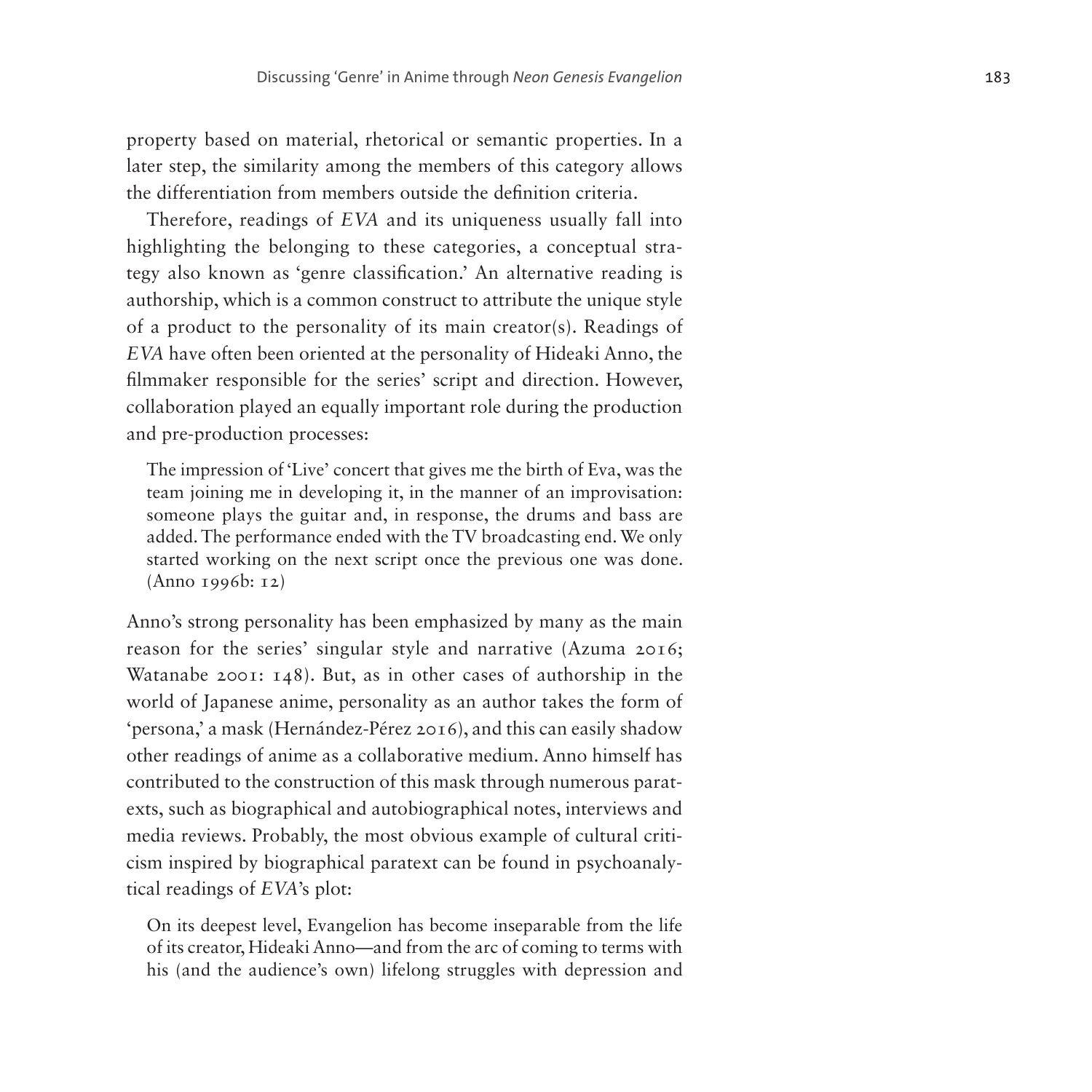property based on material, rhetorical or semantic properties. In a later step, the similarity among the members of this category allows the differentiation from members outside the definition criteria.

Therefore, readings of *EVA* and its uniqueness usually fall into highlighting the belonging to these categories, a conceptual strategy also known as 'genre classification.' An alternative reading is authorship, which is a common construct to attribute the unique style of a product to the personality of its main creator(s). Readings of *EVA* have often been oriented at the personality of Hideaki Anno, the filmmaker responsible for the series' script and direction. However, collaboration played an equally important role during the production and pre-production processes:

> The impression of 'Live' concert that gives me the birth of Eva, was the team joining me in developing it, in the manner of an improvisation: someone plays the guitar and, in response, the drums and bass are added. The performance ended with the TV broadcasting end. We only started working on the next script once the previous one was done. (Anno 1996b: 12)

Anno's strong personality has been emphasized by many as the main reason for the series' singular style and narrative (Azuma 2016; Watanabe 2001: 148). But, as in other cases of authorship in the world of Japanese anime, personality as an author takes the form of 'persona,' a mask (Hernández-Pérez 2016), and this can easily shadow other readings of anime as a collaborative medium. Anno himself has contributed to the construction of this mask through numerous paratexts, such as biographical and autobiographical notes, interviews and media reviews. Probably, the most obvious example of cultural criticism inspired by biographical paratext can be found in psychoanalytical readings of *EVA*'s plot:

> On its deepest level, Evangelion has become inseparable from the life of its creator, Hideaki Anno—and from the arc of coming to terms with his (and the audience's own) lifelong struggles with depression and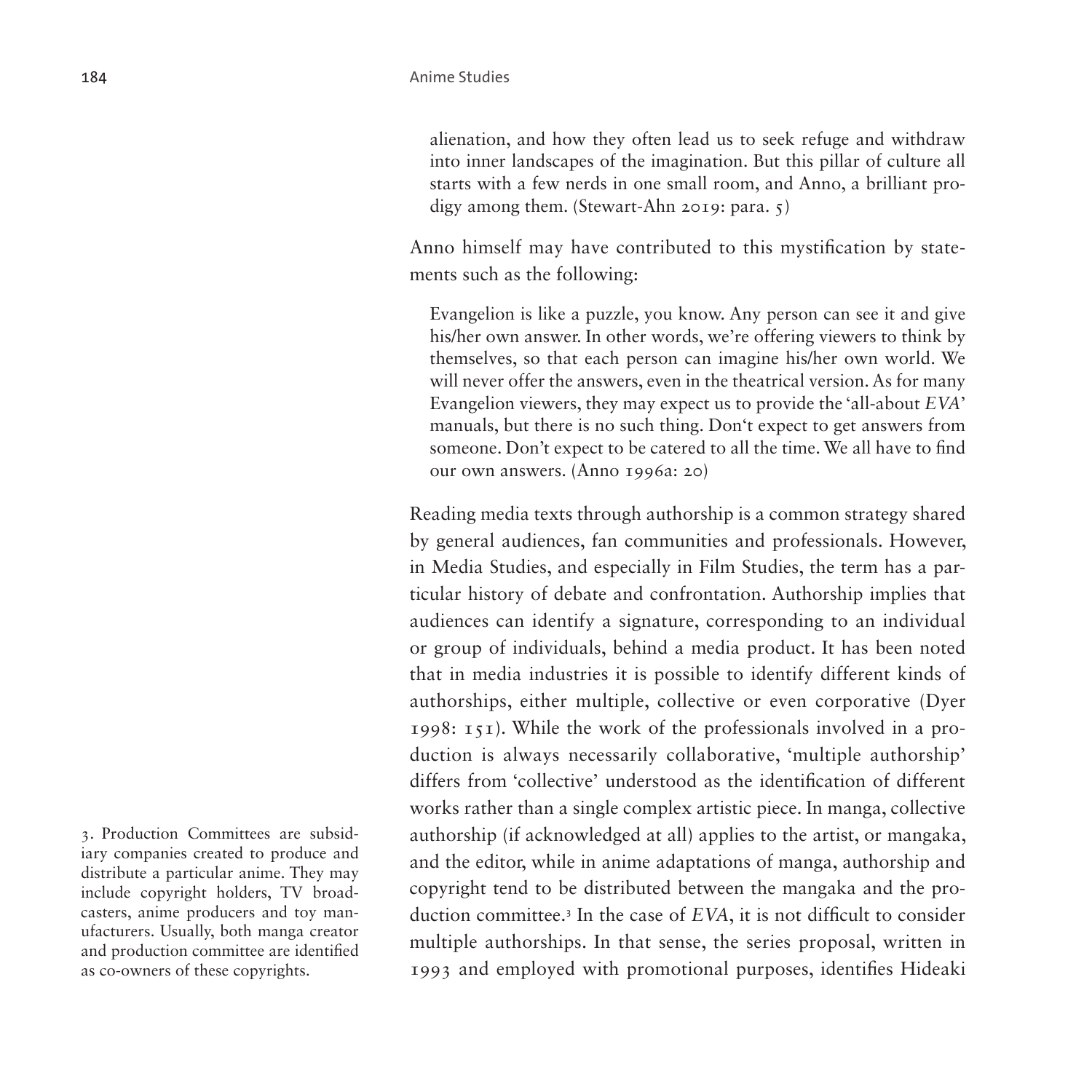> alienation, and how they often lead us to seek refuge and withdraw into inner landscapes of the imagination. But this pillar of culture all starts with a few nerds in one small room, and Anno, a brilliant prodigy among them. (Stewart-Ahn 2019: para. 5)

Anno himself may have contributed to this mystification by statements such as the following:

> Evangelion is like a puzzle, you know. Any person can see it and give his/her own answer. In other words, we're offering viewers to think by themselves, so that each person can imagine his/her own world. We will never offer the answers, even in the theatrical version. As for many Evangelion viewers, they may expect us to provide the 'all-about *EVA*' manuals, but there is no such thing. Don't expect to get answers from someone. Don't expect to be catered to all the time. We all have to find our own answers. (Anno 1996a: 20)

Reading media texts through authorship is a common strategy shared by general audiences, fan communities and professionals. However, in Media Studies, and especially in Film Studies, the term has a particular history of debate and confrontation. Authorship implies that audiences can identify a signature, corresponding to an individual or group of individuals, behind a media product. It has been noted that in media industries it is possible to identify different kinds of authorships, either multiple, collective or even corporative (Dyer 1998: 151). While the work of the professionals involved in a production is always necessarily collaborative, 'multiple authorship' differs from 'collective' understood as the identification of different works rather than a single complex artistic piece. In manga, collective authorship (if acknowledged at all) applies to the artist, or mangaka, and the editor, while in anime adaptations of manga, authorship and copyright tend to be distributed between the mangaka and the production committee.[3] In the case of *EVA*, it is not difficult to consider multiple authorships. In that sense, the series proposal, written in 1993 and employed with promotional purposes, identifies Hideaki

3. Production Committees are subsidiary companies created to produce and distribute a particular anime. They may include copyright holders, TV broadcasters, anime producers and toy manufacturers. Usually, both manga creator and production committee are identified as co-owners of these copyrights.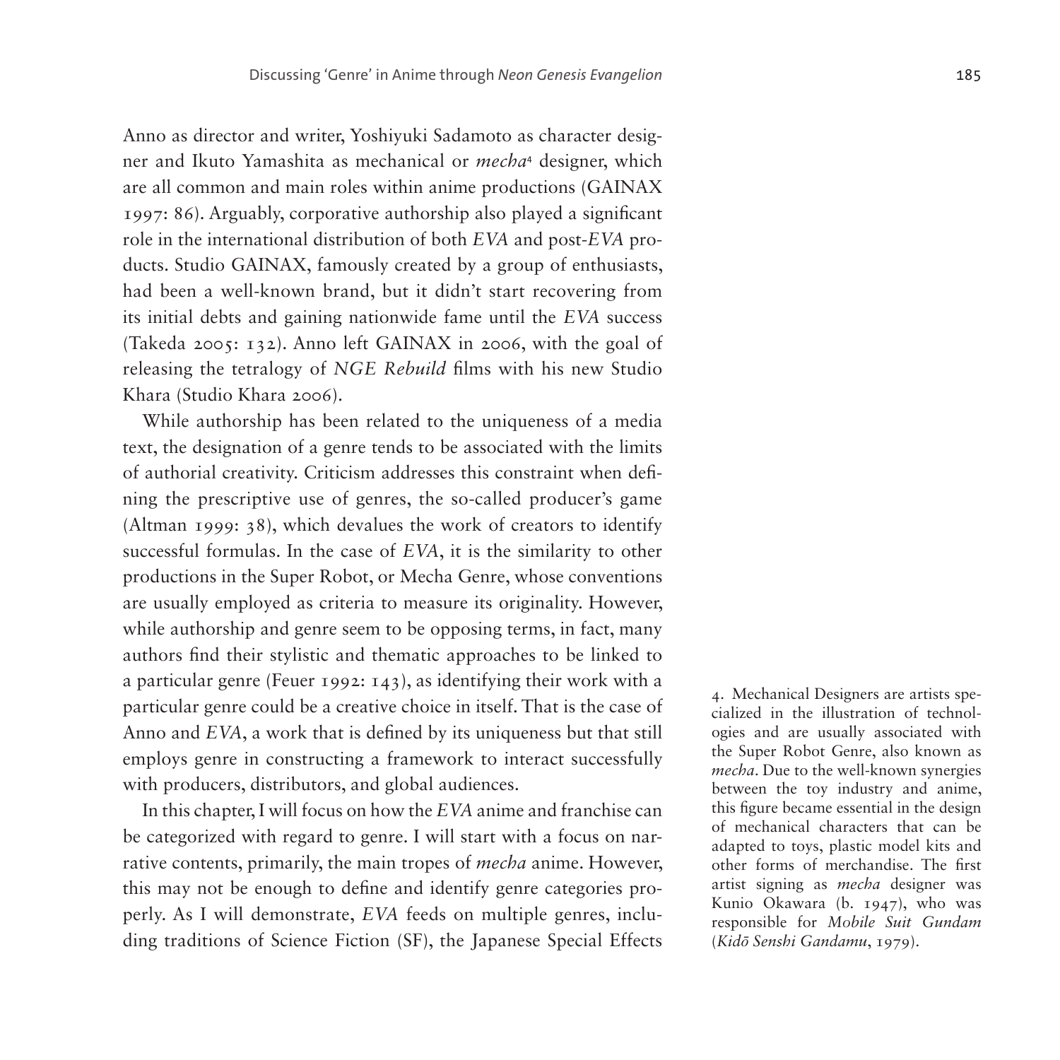Anno as director and writer, Yoshiyuki Sadamoto as character designer and Ikuto Yamashita as mechanical or *mecha*[4] designer, which are all common and main roles within anime productions (GAINAX 1997: 86). Arguably, corporative authorship also played a significant role in the international distribution of both *EVA* and post-*EVA* products. Studio GAINAX, famously created by a group of enthusiasts, had been a well-known brand, but it didn't start recovering from its initial debts and gaining nationwide fame until the *EVA* success (Takeda 2005: 132). Anno left GAINAX in 2006, with the goal of releasing the tetralogy of *NGE Rebuild* films with his new Studio Khara (Studio Khara 2006).

While authorship has been related to the uniqueness of a media text, the designation of a genre tends to be associated with the limits of authorial creativity. Criticism addresses this constraint when defining the prescriptive use of genres, the so-called producer's game (Altman 1999: 38), which devalues the work of creators to identify successful formulas. In the case of *EVA*, it is the similarity to other productions in the Super Robot, or Mecha Genre, whose conventions are usually employed as criteria to measure its originality. However, while authorship and genre seem to be opposing terms, in fact, many authors find their stylistic and thematic approaches to be linked to a particular genre (Feuer 1992: 143), as identifying their work with a particular genre could be a creative choice in itself. That is the case of Anno and *EVA*, a work that is defined by its uniqueness but that still employs genre in constructing a framework to interact successfully with producers, distributors, and global audiences.

In this chapter, I will focus on how the *EVA* anime and franchise can be categorized with regard to genre. I will start with a focus on narrative contents, primarily, the main tropes of *mecha* anime. However, this may not be enough to define and identify genre categories properly. As I will demonstrate, *EVA* feeds on multiple genres, including traditions of Science Fiction (SF), the Japanese Special Effects

4. Mechanical Designers are artists specialized in the illustration of technologies and are usually associated with the Super Robot Genre, also known as *mecha*. Due to the well-known synergies between the toy industry and anime, this figure became essential in the design of mechanical characters that can be adapted to toys, plastic model kits and other forms of merchandise. The first artist signing as *mecha* designer was Kunio Okawara (b. 1947), who was responsible for *Mobile Suit Gundam* (*Kidō Senshi Gandamu*, 1979).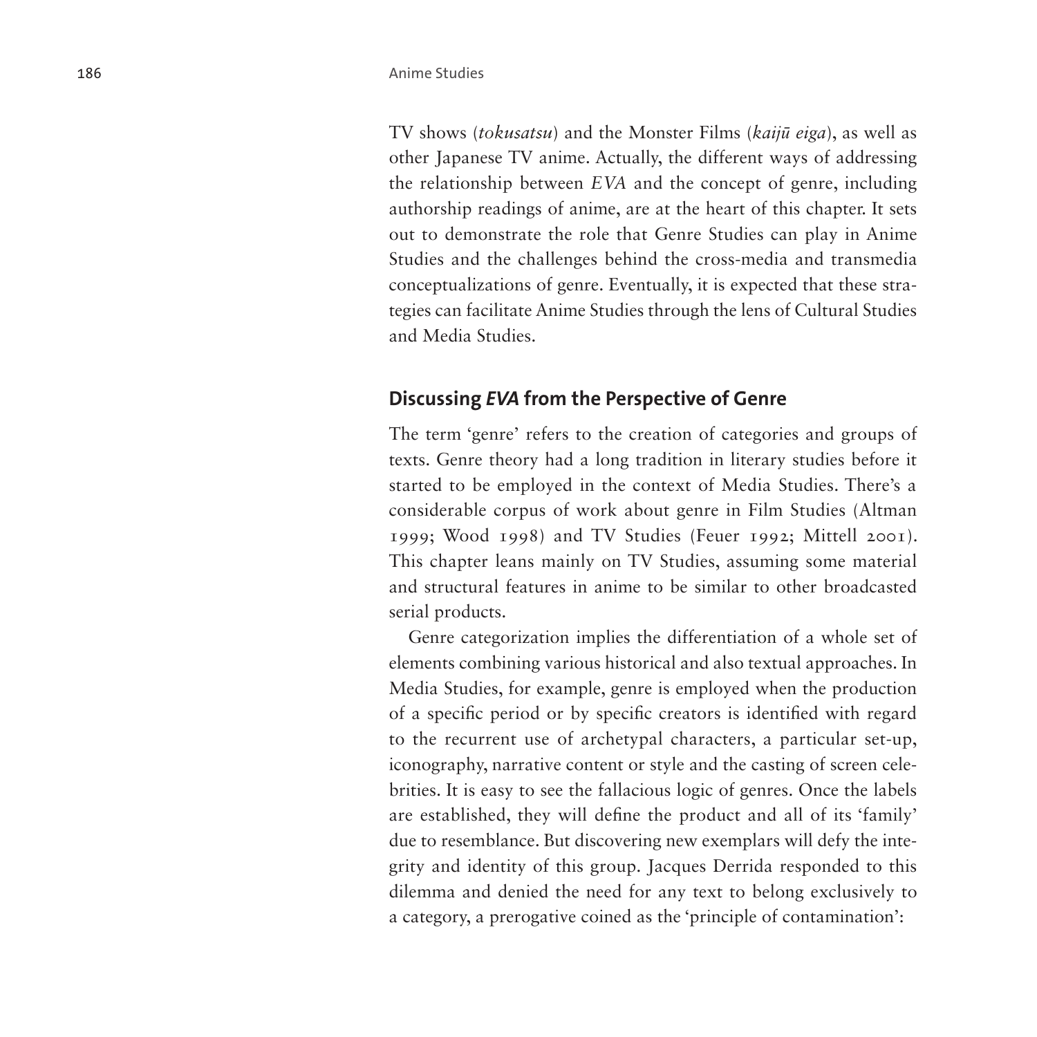TV shows (*tokusatsu*) and the Monster Films (*kaijū eiga*), as well as other Japanese TV anime. Actually, the different ways of addressing the relationship between *EVA* and the concept of genre, including authorship readings of anime, are at the heart of this chapter. It sets out to demonstrate the role that Genre Studies can play in Anime Studies and the challenges behind the cross-media and transmedia conceptualizations of genre. Eventually, it is expected that these strategies can facilitate Anime Studies through the lens of Cultural Studies and Media Studies.

## Discussing *EVA* from the Perspective of Genre

The term 'genre' refers to the creation of categories and groups of texts. Genre theory had a long tradition in literary studies before it started to be employed in the context of Media Studies. There's a considerable corpus of work about genre in Film Studies (Altman 1999; Wood 1998) and TV Studies (Feuer 1992; Mittell 2001). This chapter leans mainly on TV Studies, assuming some material and structural features in anime to be similar to other broadcasted serial products.

Genre categorization implies the differentiation of a whole set of elements combining various historical and also textual approaches. In Media Studies, for example, genre is employed when the production of a specific period or by specific creators is identified with regard to the recurrent use of archetypal characters, a particular set-up, iconography, narrative content or style and the casting of screen celebrities. It is easy to see the fallacious logic of genres. Once the labels are established, they will define the product and all of its 'family' due to resemblance. But discovering new exemplars will defy the integrity and identity of this group. Jacques Derrida responded to this dilemma and denied the need for any text to belong exclusively to a category, a prerogative coined as the 'principle of contamination':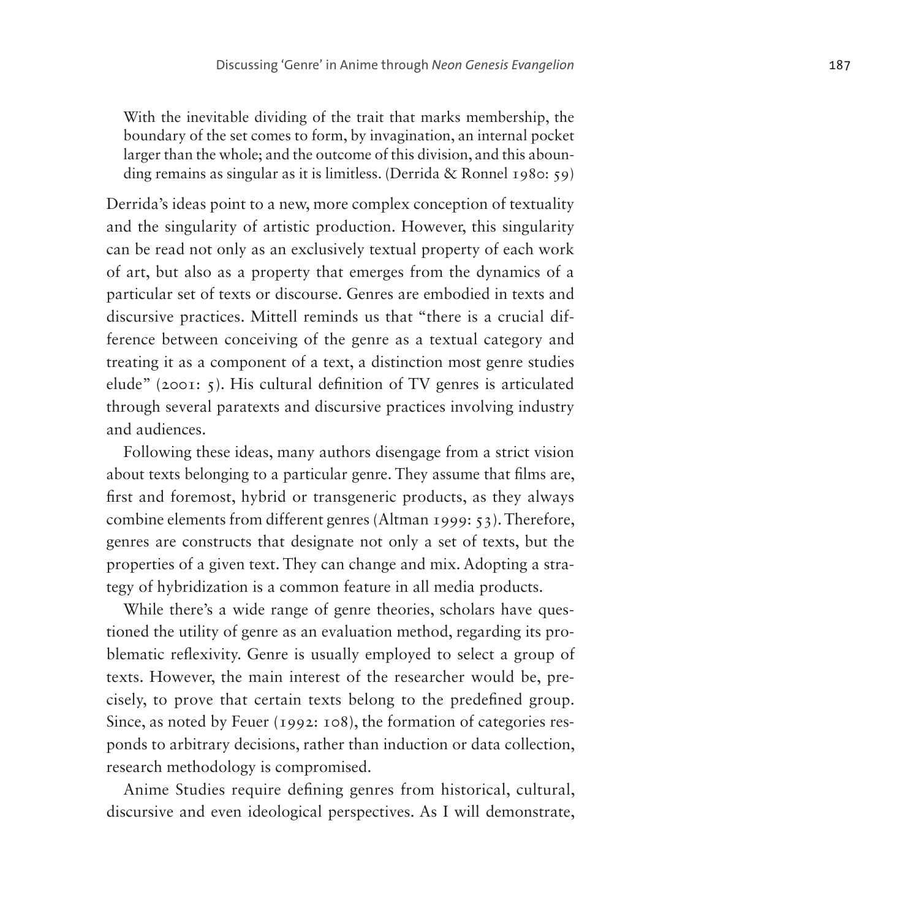> With the inevitable dividing of the trait that marks membership, the boundary of the set comes to form, by invagination, an internal pocket larger than the whole; and the outcome of this division, and this abounding remains as singular as it is limitless. (Derrida & Ronnel 1980: 59)

Derrida's ideas point to a new, more complex conception of textuality and the singularity of artistic production. However, this singularity can be read not only as an exclusively textual property of each work of art, but also as a property that emerges from the dynamics of a particular set of texts or discourse. Genres are embodied in texts and discursive practices. Mittell reminds us that "there is a crucial difference between conceiving of the genre as a textual category and treating it as a component of a text, a distinction most genre studies elude" (2001: 5). His cultural definition of TV genres is articulated through several paratexts and discursive practices involving industry and audiences.

Following these ideas, many authors disengage from a strict vision about texts belonging to a particular genre. They assume that films are, first and foremost, hybrid or transgeneric products, as they always combine elements from different genres (Altman 1999: 53). Therefore, genres are constructs that designate not only a set of texts, but the properties of a given text. They can change and mix. Adopting a strategy of hybridization is a common feature in all media products.

While there's a wide range of genre theories, scholars have questioned the utility of genre as an evaluation method, regarding its problematic reflexivity. Genre is usually employed to select a group of texts. However, the main interest of the researcher would be, precisely, to prove that certain texts belong to the predefined group. Since, as noted by Feuer (1992: 108), the formation of categories responds to arbitrary decisions, rather than induction or data collection, research methodology is compromised.

Anime Studies require defining genres from historical, cultural, discursive and even ideological perspectives. As I will demonstrate,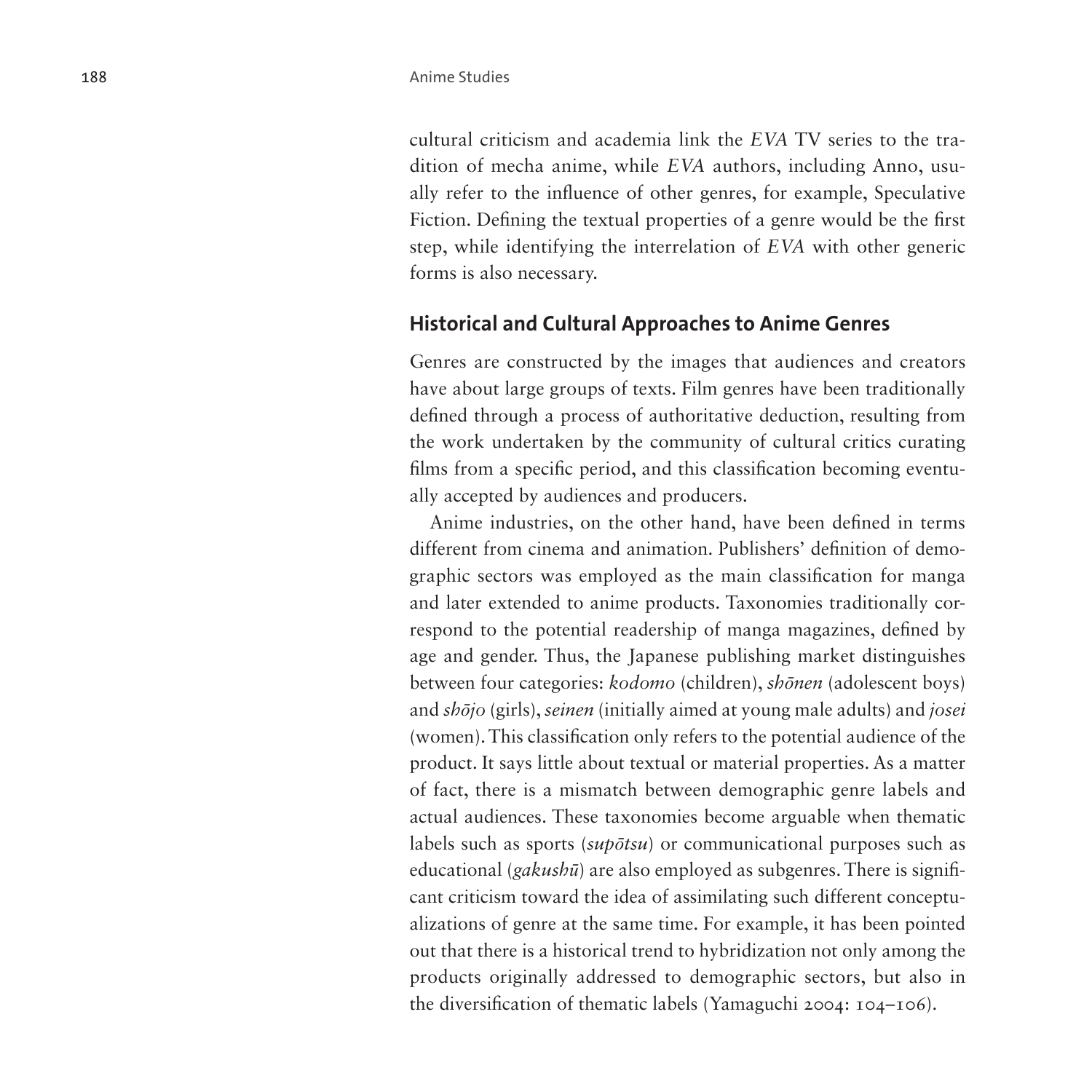cultural criticism and academia link the *EVA* TV series to the tradition of mecha anime, while *EVA* authors, including Anno, usually refer to the influence of other genres, for example, Speculative Fiction. Defining the textual properties of a genre would be the first step, while identifying the interrelation of *EVA* with other generic forms is also necessary.

## Historical and Cultural Approaches to Anime Genres

Genres are constructed by the images that audiences and creators have about large groups of texts. Film genres have been traditionally defined through a process of authoritative deduction, resulting from the work undertaken by the community of cultural critics curating films from a specific period, and this classification becoming eventually accepted by audiences and producers.

Anime industries, on the other hand, have been defined in terms different from cinema and animation. Publishers' definition of demographic sectors was employed as the main classification for manga and later extended to anime products. Taxonomies traditionally correspond to the potential readership of manga magazines, defined by age and gender. Thus, the Japanese publishing market distinguishes between four categories: *kodomo* (children), *shōnen* (adolescent boys) and *shōjo* (girls), *seinen* (initially aimed at young male adults) and *josei* (women). This classification only refers to the potential audience of the product. It says little about textual or material properties. As a matter of fact, there is a mismatch between demographic genre labels and actual audiences. These taxonomies become arguable when thematic labels such as sports (*supōtsu*) or communicational purposes such as educational (*gakushū*) are also employed as subgenres. There is significant criticism toward the idea of assimilating such different conceptualizations of genre at the same time. For example, it has been pointed out that there is a historical trend to hybridization not only among the products originally addressed to demographic sectors, but also in the diversification of thematic labels (Yamaguchi 2004: 104–106).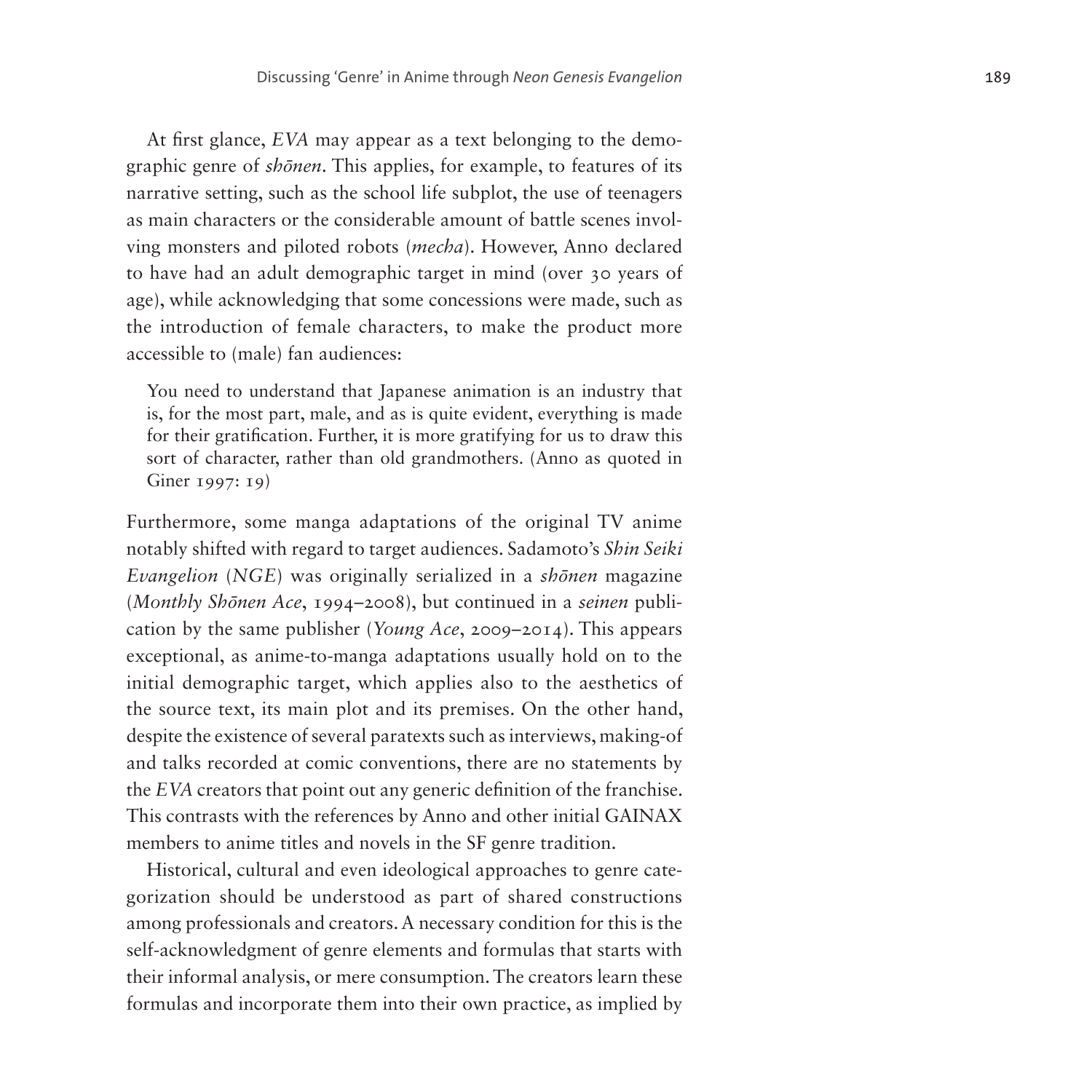At first glance, *EVA* may appear as a text belonging to the demographic genre of *shōnen*. This applies, for example, to features of its narrative setting, such as the school life subplot, the use of teenagers as main characters or the considerable amount of battle scenes involving monsters and piloted robots (*mecha*). However, Anno declared to have had an adult demographic target in mind (over 30 years of age), while acknowledging that some concessions were made, such as the introduction of female characters, to make the product more accessible to (male) fan audiences:

> You need to understand that Japanese animation is an industry that is, for the most part, male, and as is quite evident, everything is made for their gratification. Further, it is more gratifying for us to draw this sort of character, rather than old grandmothers. (Anno as quoted in Giner 1997: 19)

Furthermore, some manga adaptations of the original TV anime notably shifted with regard to target audiences. Sadamoto's *Shin Seiki Evangelion* (*NGE*) was originally serialized in a *shōnen* magazine (*Monthly Shōnen Ace*, 1994–2008), but continued in a *seinen* publication by the same publisher (*Young Ace*, 2009–2014). This appears exceptional, as anime-to-manga adaptations usually hold on to the initial demographic target, which applies also to the aesthetics of the source text, its main plot and its premises. On the other hand, despite the existence of several paratexts such as interviews, making-of and talks recorded at comic conventions, there are no statements by the *EVA* creators that point out any generic definition of the franchise. This contrasts with the references by Anno and other initial GAINAX members to anime titles and novels in the SF genre tradition.

Historical, cultural and even ideological approaches to genre categorization should be understood as part of shared constructions among professionals and creators. A necessary condition for this is the self-acknowledgment of genre elements and formulas that starts with their informal analysis, or mere consumption. The creators learn these formulas and incorporate them into their own practice, as implied by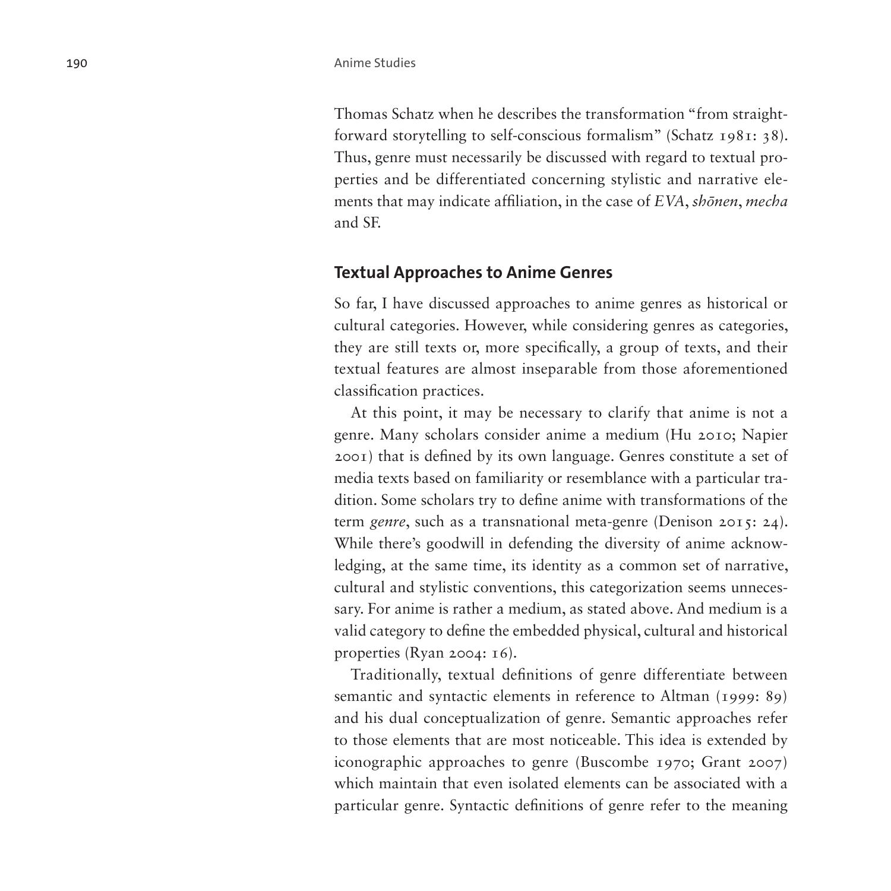Thomas Schatz when he describes the transformation "from straightforward storytelling to self-conscious formalism" (Schatz 1981: 38). Thus, genre must necessarily be discussed with regard to textual properties and be differentiated concerning stylistic and narrative elements that may indicate affiliation, in the case of *EVA*, *shōnen*, *mecha* and SF.

## Textual Approaches to Anime Genres

So far, I have discussed approaches to anime genres as historical or cultural categories. However, while considering genres as categories, they are still texts or, more specifically, a group of texts, and their textual features are almost inseparable from those aforementioned classification practices.

At this point, it may be necessary to clarify that anime is not a genre. Many scholars consider anime a medium (Hu 2010; Napier 2001) that is defined by its own language. Genres constitute a set of media texts based on familiarity or resemblance with a particular tradition. Some scholars try to define anime with transformations of the term *genre*, such as a transnational meta-genre (Denison 2015: 24). While there's goodwill in defending the diversity of anime acknowledging, at the same time, its identity as a common set of narrative, cultural and stylistic conventions, this categorization seems unnecessary. For anime is rather a medium, as stated above. And medium is a valid category to define the embedded physical, cultural and historical properties (Ryan 2004: 16).

Traditionally, textual definitions of genre differentiate between semantic and syntactic elements in reference to Altman (1999: 89) and his dual conceptualization of genre. Semantic approaches refer to those elements that are most noticeable. This idea is extended by iconographic approaches to genre (Buscombe 1970; Grant 2007) which maintain that even isolated elements can be associated with a particular genre. Syntactic definitions of genre refer to the meaning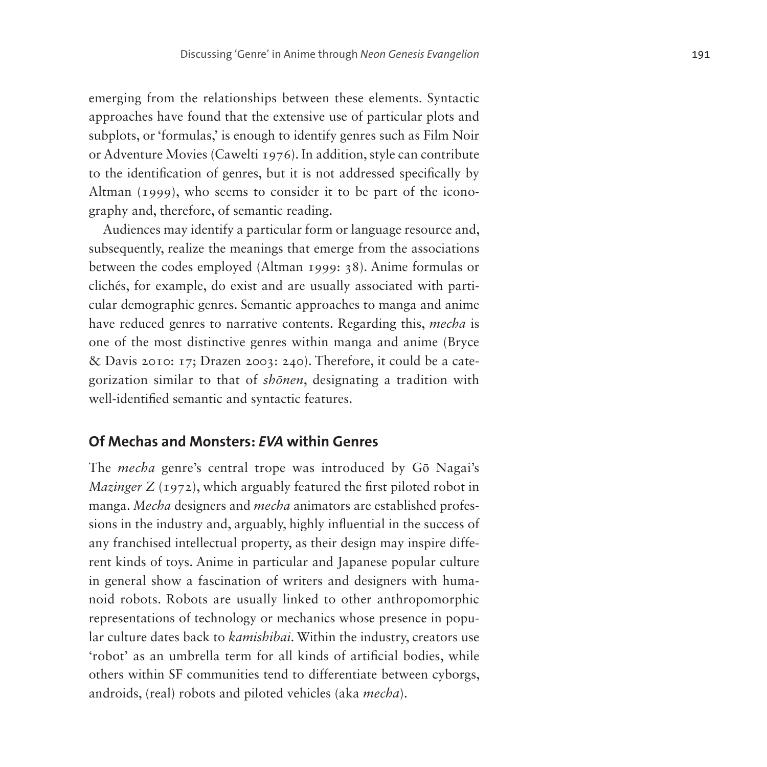emerging from the relationships between these elements. Syntactic approaches have found that the extensive use of particular plots and subplots, or 'formulas,' is enough to identify genres such as Film Noir or Adventure Movies (Cawelti 1976). In addition, style can contribute to the identification of genres, but it is not addressed specifically by Altman (1999), who seems to consider it to be part of the iconography and, therefore, of semantic reading.

Audiences may identify a particular form or language resource and, subsequently, realize the meanings that emerge from the associations between the codes employed (Altman 1999: 38). Anime formulas or clichés, for example, do exist and are usually associated with particular demographic genres. Semantic approaches to manga and anime have reduced genres to narrative contents. Regarding this, *mecha* is one of the most distinctive genres within manga and anime (Bryce & Davis 2010: 17; Drazen 2003: 240). Therefore, it could be a categorization similar to that of *shōnen*, designating a tradition with well-identified semantic and syntactic features.

## Of Mechas and Monsters: *EVA* within Genres

The *mecha* genre's central trope was introduced by Gō Nagai's *Mazinger Z* (1972), which arguably featured the first piloted robot in manga. *Mecha* designers and *mecha* animators are established professions in the industry and, arguably, highly influential in the success of any franchised intellectual property, as their design may inspire different kinds of toys. Anime in particular and Japanese popular culture in general show a fascination of writers and designers with humanoid robots. Robots are usually linked to other anthropomorphic representations of technology or mechanics whose presence in popular culture dates back to *kamishibai*. Within the industry, creators use 'robot' as an umbrella term for all kinds of artificial bodies, while others within SF communities tend to differentiate between cyborgs, androids, (real) robots and piloted vehicles (aka *mecha*).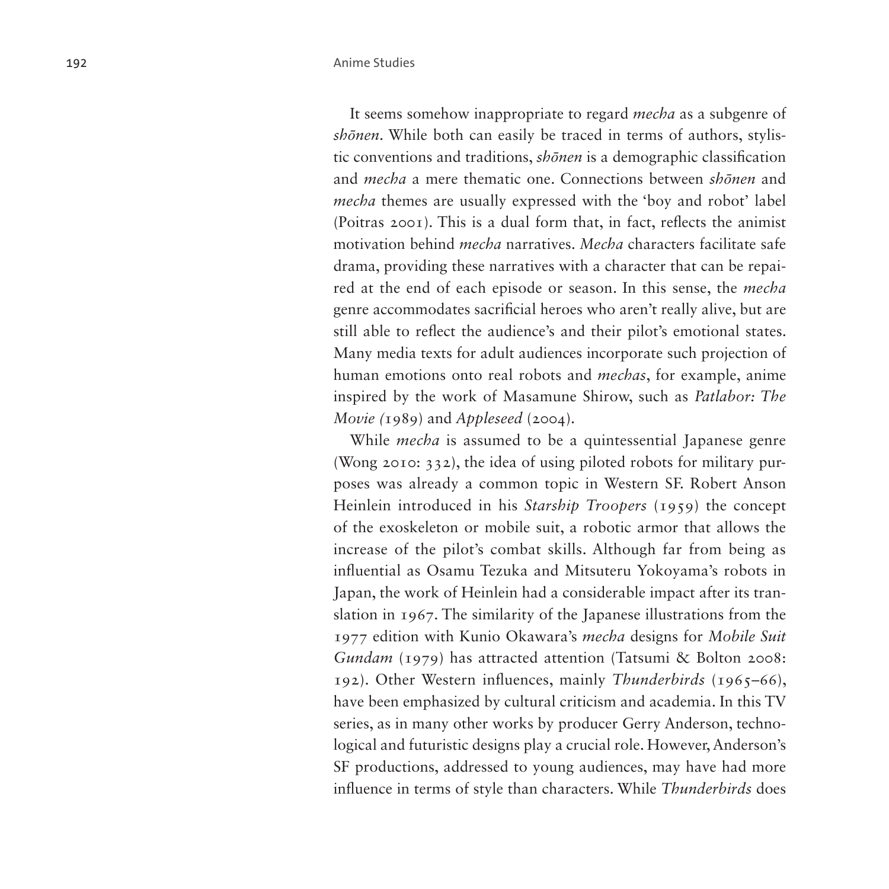It seems somehow inappropriate to regard *mecha* as a subgenre of *shōnen*. While both can easily be traced in terms of authors, stylistic conventions and traditions, *shōnen* is a demographic classification and *mecha* a mere thematic one. Connections between *shōnen* and *mecha* themes are usually expressed with the 'boy and robot' label (Poitras 2001). This is a dual form that, in fact, reflects the animist motivation behind *mecha* narratives. *Mecha* characters facilitate safe drama, providing these narratives with a character that can be repaired at the end of each episode or season. In this sense, the *mecha* genre accommodates sacrificial heroes who aren't really alive, but are still able to reflect the audience's and their pilot's emotional states. Many media texts for adult audiences incorporate such projection of human emotions onto real robots and *mechas*, for example, anime inspired by the work of Masamune Shirow, such as *Patlabor: The Movie (*1989) and *Appleseed* (2004).

While *mecha* is assumed to be a quintessential Japanese genre (Wong 2010: 332), the idea of using piloted robots for military purposes was already a common topic in Western SF. Robert Anson Heinlein introduced in his *Starship Troopers* (1959) the concept of the exoskeleton or mobile suit, a robotic armor that allows the increase of the pilot's combat skills. Although far from being as influential as Osamu Tezuka and Mitsuteru Yokoyama's robots in Japan, the work of Heinlein had a considerable impact after its translation in 1967. The similarity of the Japanese illustrations from the 1977 edition with Kunio Okawara's *mecha* designs for *Mobile Suit Gundam* (1979) has attracted attention (Tatsumi & Bolton 2008: 192). Other Western influences, mainly *Thunderbirds* (1965–66), have been emphasized by cultural criticism and academia. In this TV series, as in many other works by producer Gerry Anderson, technological and futuristic designs play a crucial role. However, Anderson's SF productions, addressed to young audiences, may have had more influence in terms of style than characters. While *Thunderbirds* does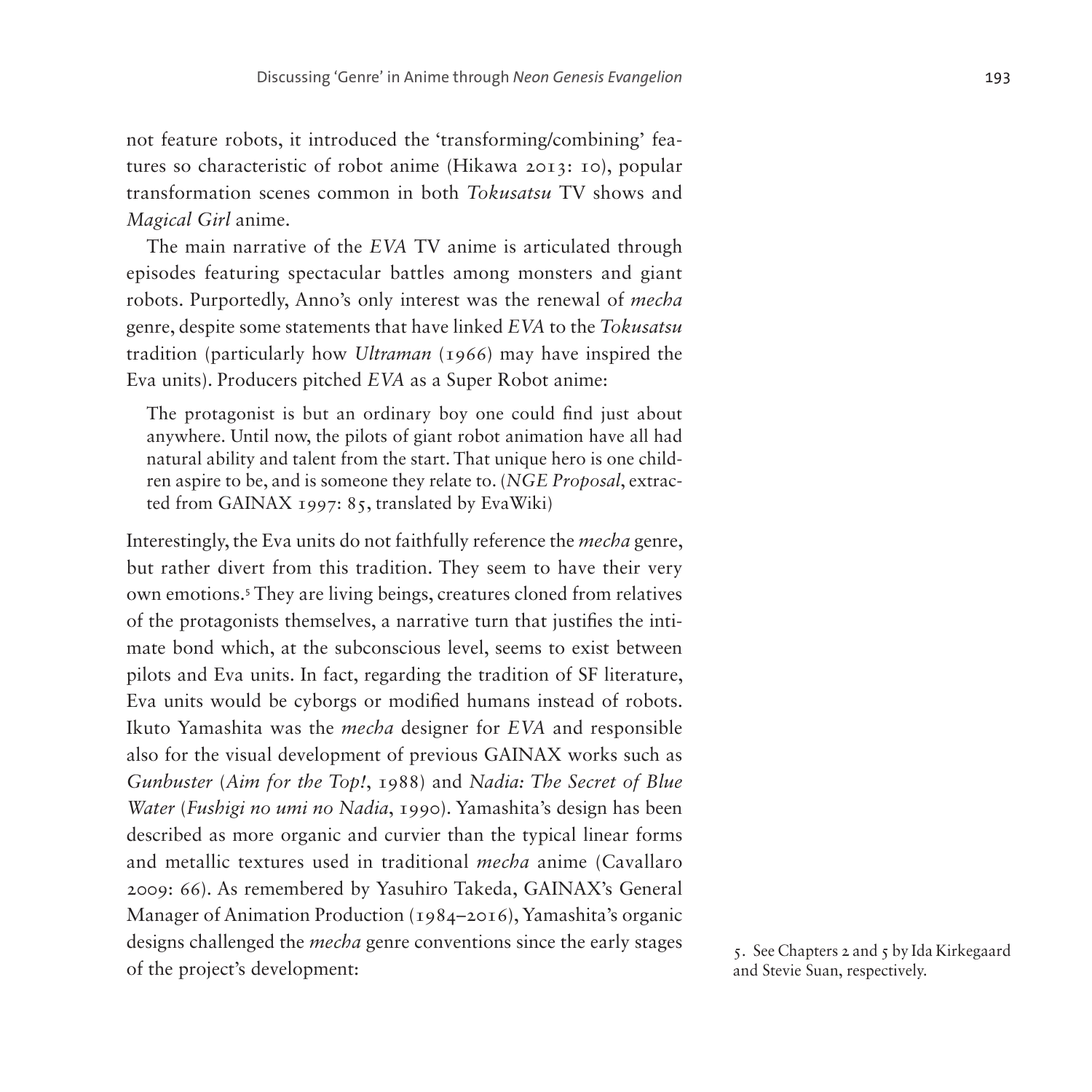not feature robots, it introduced the 'transforming/combining' features so characteristic of robot anime (Hikawa 2013: 10), popular transformation scenes common in both *Tokusatsu* TV shows and *Magical Girl* anime.

The main narrative of the *EVA* TV anime is articulated through episodes featuring spectacular battles among monsters and giant robots. Purportedly, Anno's only interest was the renewal of *mecha* genre, despite some statements that have linked *EVA* to the *Tokusatsu* tradition (particularly how *Ultraman* (1966) may have inspired the Eva units). Producers pitched *EVA* as a Super Robot anime:

> The protagonist is but an ordinary boy one could find just about anywhere. Until now, the pilots of giant robot animation have all had natural ability and talent from the start. That unique hero is one children aspire to be, and is someone they relate to. (*NGE Proposal*, extracted from GAINAX 1997: 85, translated by EvaWiki)

Interestingly, the Eva units do not faithfully reference the *mecha* genre, but rather divert from this tradition. They seem to have their very own emotions.[5] They are living beings, creatures cloned from relatives of the protagonists themselves, a narrative turn that justifies the intimate bond which, at the subconscious level, seems to exist between pilots and Eva units. In fact, regarding the tradition of SF literature, Eva units would be cyborgs or modified humans instead of robots. Ikuto Yamashita was the *mecha* designer for *EVA* and responsible also for the visual development of previous GAINAX works such as *Gunbuster* (*Aim for the Top!*, 1988) and *Nadia: The Secret of Blue Water* (*Fushigi no umi no Nadia*, 1990). Yamashita's design has been described as more organic and curvier than the typical linear forms and metallic textures used in traditional *mecha* anime (Cavallaro 2009: 66). As remembered by Yasuhiro Takeda, GAINAX's General Manager of Animation Production (1984–2016), Yamashita's organic designs challenged the *mecha* genre conventions since the early stages of the project's development:

5. See Chapters 2 and 5 by Ida Kirkegaard and Stevie Suan, respectively.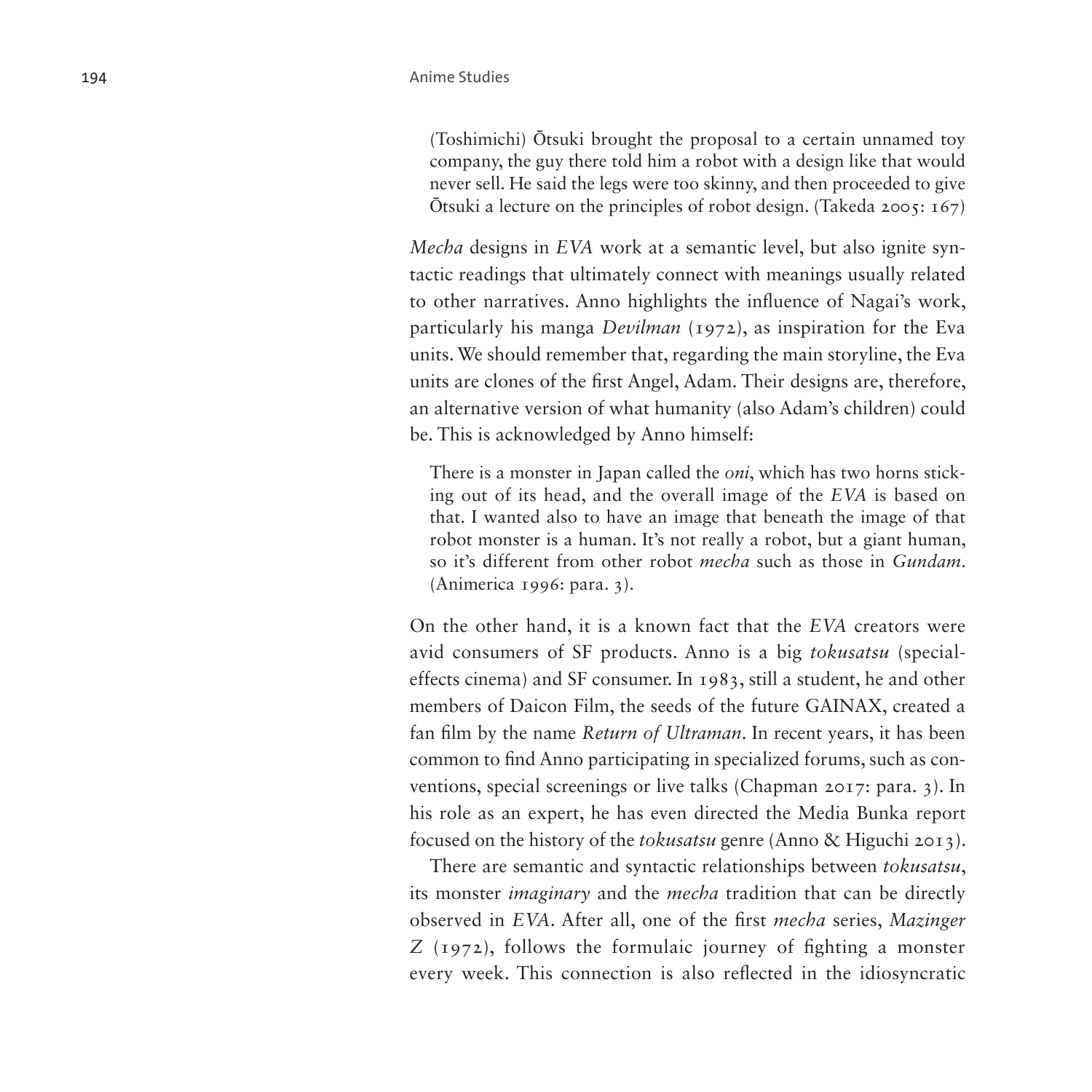> (Toshimichi) Ōtsuki brought the proposal to a certain unnamed toy company, the guy there told him a robot with a design like that would never sell. He said the legs were too skinny, and then proceeded to give Ōtsuki a lecture on the principles of robot design. (Takeda 2005: 167)

*Mecha* designs in *EVA* work at a semantic level, but also ignite syntactic readings that ultimately connect with meanings usually related to other narratives. Anno highlights the influence of Nagai's work, particularly his manga *Devilman* (1972), as inspiration for the Eva units. We should remember that, regarding the main storyline, the Eva units are clones of the first Angel, Adam. Their designs are, therefore, an alternative version of what humanity (also Adam's children) could be. This is acknowledged by Anno himself:

> There is a monster in Japan called the *oni*, which has two horns sticking out of its head, and the overall image of the *EVA* is based on that. I wanted also to have an image that beneath the image of that robot monster is a human. It's not really a robot, but a giant human, so it's different from other robot *mecha* such as those in *Gundam*. (Animerica 1996: para. 3).

On the other hand, it is a known fact that the *EVA* creators were avid consumers of SF products. Anno is a big *tokusatsu* (special-effects cinema) and SF consumer. In 1983, still a student, he and other members of Daicon Film, the seeds of the future GAINAX, created a fan film by the name *Return of Ultraman*. In recent years, it has been common to find Anno participating in specialized forums, such as conventions, special screenings or live talks (Chapman 2017: para. 3). In his role as an expert, he has even directed the Media Bunka report focused on the history of the *tokusatsu* genre (Anno & Higuchi 2013).

There are semantic and syntactic relationships between *tokusatsu*, its monster *imaginary* and the *mecha* tradition that can be directly observed in *EVA*. After all, one of the first *mecha* series, *Mazinger Z* (1972), follows the formulaic journey of fighting a monster every week. This connection is also reflected in the idiosyncratic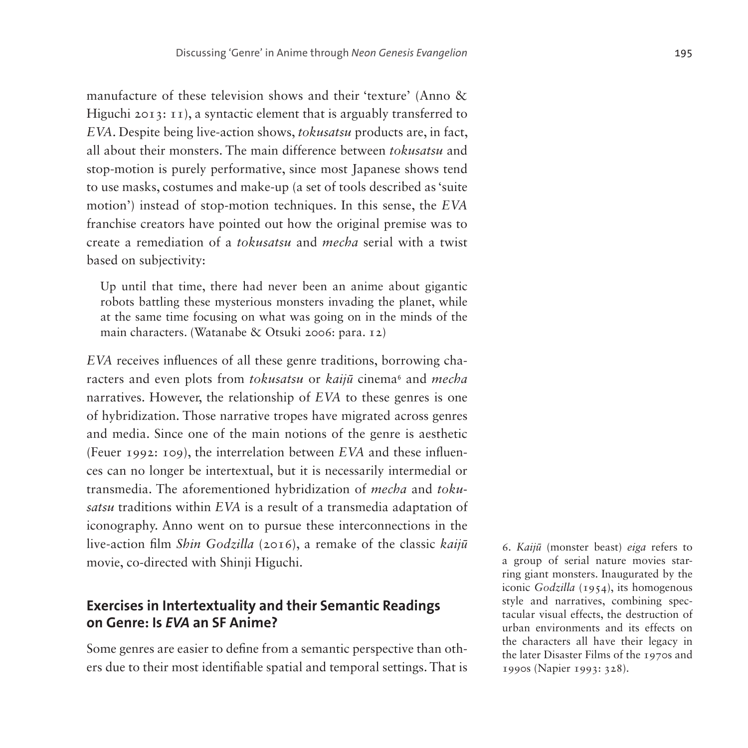manufacture of these television shows and their 'texture' (Anno & Higuchi 2013: 11), a syntactic element that is arguably transferred to *EVA*. Despite being live-action shows, *tokusatsu* products are, in fact, all about their monsters. The main difference between *tokusatsu* and stop-motion is purely performative, since most Japanese shows tend to use masks, costumes and make-up (a set of tools described as 'suite motion') instead of stop-motion techniques. In this sense, the *EVA* franchise creators have pointed out how the original premise was to create a remediation of a *tokusatsu* and *mecha* serial with a twist based on subjectivity:

> Up until that time, there had never been an anime about gigantic robots battling these mysterious monsters invading the planet, while at the same time focusing on what was going on in the minds of the main characters. (Watanabe & Otsuki 2006: para. 12)

*EVA* receives influences of all these genre traditions, borrowing characters and even plots from *tokusatsu* or *kaijū* cinema[6] and *mecha* narratives. However, the relationship of *EVA* to these genres is one of hybridization. Those narrative tropes have migrated across genres and media. Since one of the main notions of the genre is aesthetic (Feuer 1992: 109), the interrelation between *EVA* and these influences can no longer be intertextual, but it is necessarily intermedial or transmedia. The aforementioned hybridization of *mecha* and *tokusatsu* traditions within *EVA* is a result of a transmedia adaptation of iconography. Anno went on to pursue these interconnections in the live-action film *Shin Godzilla* (2016), a remake of the classic *kaijū* movie, co-directed with Shinji Higuchi.

## Exercises in Intertextuality and their Semantic Readings on Genre: Is *EVA* an SF Anime?

Some genres are easier to define from a semantic perspective than others due to their most identifiable spatial and temporal settings. That is

6. *Kaijū* (monster beast) *eiga* refers to a group of serial nature movies starring giant monsters. Inaugurated by the iconic *Godzilla* (1954), its homogenous style and narratives, combining spectacular visual effects, the destruction of urban environments and its effects on the characters all have their legacy in the later Disaster Films of the 1970s and 1990s (Napier 1993: 328).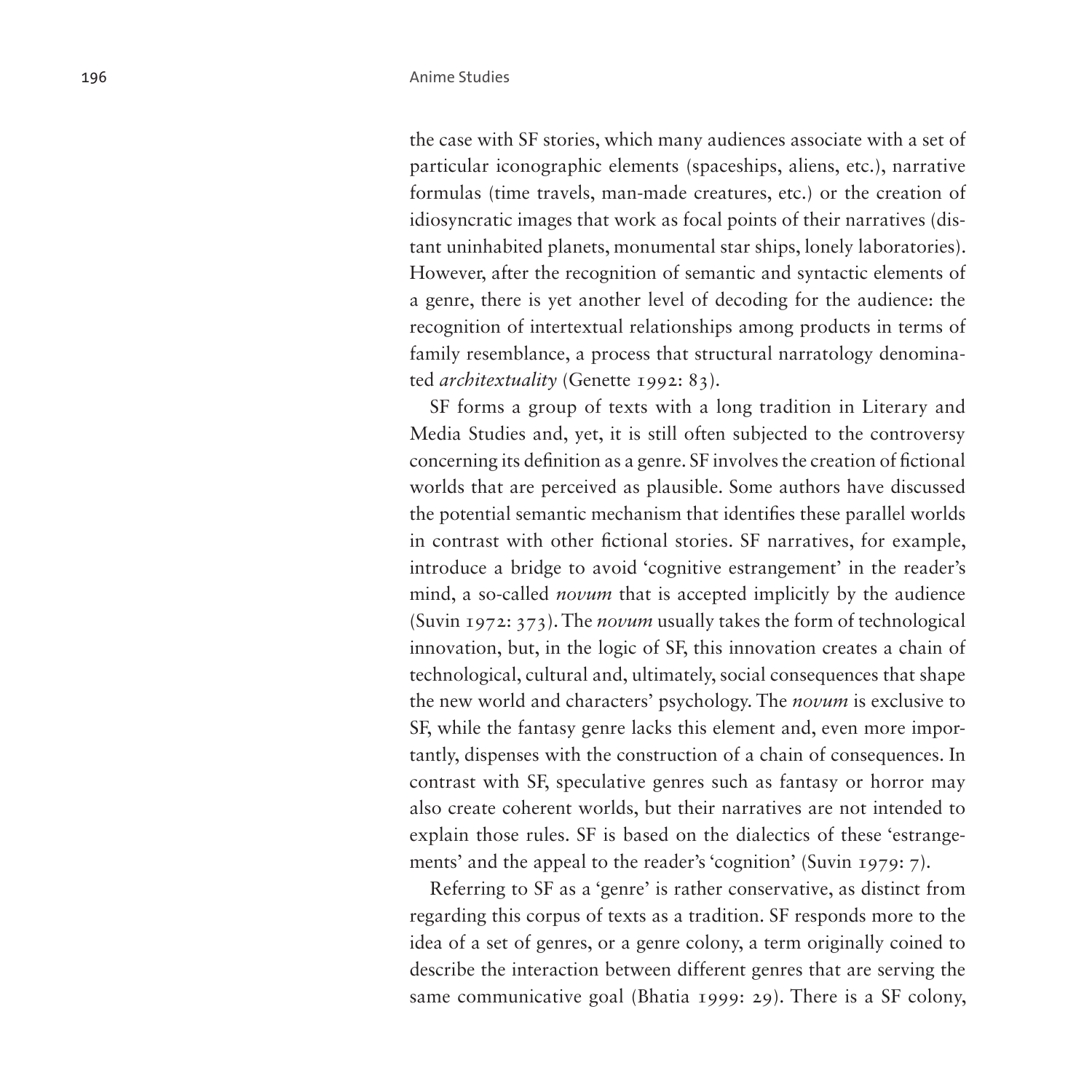the case with SF stories, which many audiences associate with a set of particular iconographic elements (spaceships, aliens, etc.), narrative formulas (time travels, man-made creatures, etc.) or the creation of idiosyncratic images that work as focal points of their narratives (distant uninhabited planets, monumental star ships, lonely laboratories). However, after the recognition of semantic and syntactic elements of a genre, there is yet another level of decoding for the audience: the recognition of intertextual relationships among products in terms of family resemblance, a process that structural narratology denominated *architextuality* (Genette 1992: 83).

SF forms a group of texts with a long tradition in Literary and Media Studies and, yet, it is still often subjected to the controversy concerning its definition as a genre. SF involves the creation of fictional worlds that are perceived as plausible. Some authors have discussed the potential semantic mechanism that identifies these parallel worlds in contrast with other fictional stories. SF narratives, for example, introduce a bridge to avoid 'cognitive estrangement' in the reader's mind, a so-called *novum* that is accepted implicitly by the audience (Suvin 1972: 373). The *novum* usually takes the form of technological innovation, but, in the logic of SF, this innovation creates a chain of technological, cultural and, ultimately, social consequences that shape the new world and characters' psychology. The *novum* is exclusive to SF, while the fantasy genre lacks this element and, even more importantly, dispenses with the construction of a chain of consequences. In contrast with SF, speculative genres such as fantasy or horror may also create coherent worlds, but their narratives are not intended to explain those rules. SF is based on the dialectics of these 'estrangements' and the appeal to the reader's 'cognition' (Suvin 1979: 7).

Referring to SF as a 'genre' is rather conservative, as distinct from regarding this corpus of texts as a tradition. SF responds more to the idea of a set of genres, or a genre colony, a term originally coined to describe the interaction between different genres that are serving the same communicative goal (Bhatia 1999: 29). There is a SF colony,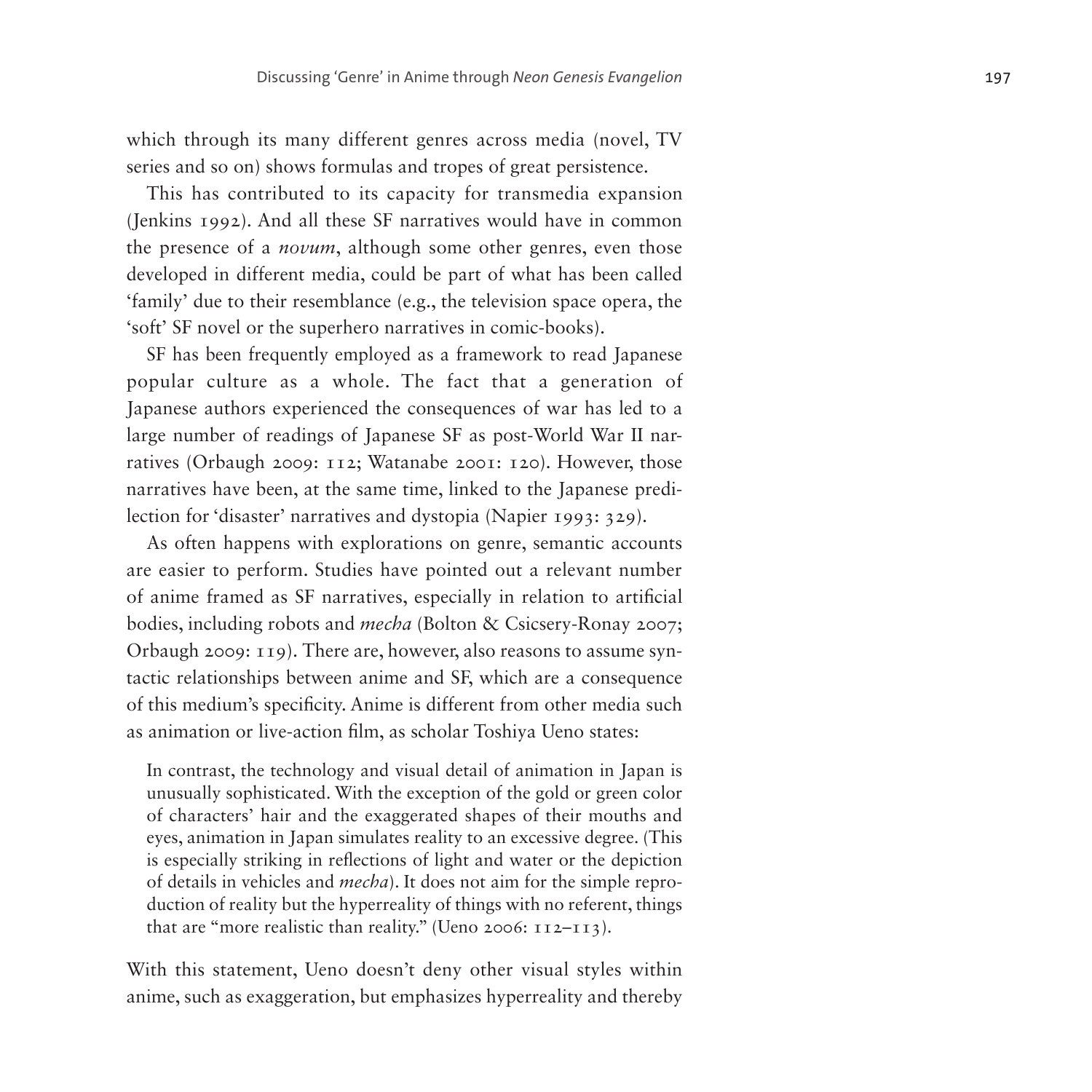which through its many different genres across media (novel, TV series and so on) shows formulas and tropes of great persistence.

This has contributed to its capacity for transmedia expansion (Jenkins 1992). And all these SF narratives would have in common the presence of a *novum*, although some other genres, even those developed in different media, could be part of what has been called 'family' due to their resemblance (e.g., the television space opera, the 'soft' SF novel or the superhero narratives in comic-books).

SF has been frequently employed as a framework to read Japanese popular culture as a whole. The fact that a generation of Japanese authors experienced the consequences of war has led to a large number of readings of Japanese SF as post-World War II narratives (Orbaugh 2009: 112; Watanabe 2001: 120). However, those narratives have been, at the same time, linked to the Japanese predilection for 'disaster' narratives and dystopia (Napier 1993: 329).

As often happens with explorations on genre, semantic accounts are easier to perform. Studies have pointed out a relevant number of anime framed as SF narratives, especially in relation to artificial bodies, including robots and *mecha* (Bolton & Csicsery-Ronay 2007; Orbaugh 2009: 119). There are, however, also reasons to assume syntactic relationships between anime and SF, which are a consequence of this medium's specificity. Anime is different from other media such as animation or live-action film, as scholar Toshiya Ueno states:

> In contrast, the technology and visual detail of animation in Japan is unusually sophisticated. With the exception of the gold or green color of characters' hair and the exaggerated shapes of their mouths and eyes, animation in Japan simulates reality to an excessive degree. (This is especially striking in reflections of light and water or the depiction of details in vehicles and *mecha*). It does not aim for the simple reproduction of reality but the hyperreality of things with no referent, things that are "more realistic than reality." (Ueno 2006: 112–113).

With this statement, Ueno doesn't deny other visual styles within anime, such as exaggeration, but emphasizes hyperreality and thereby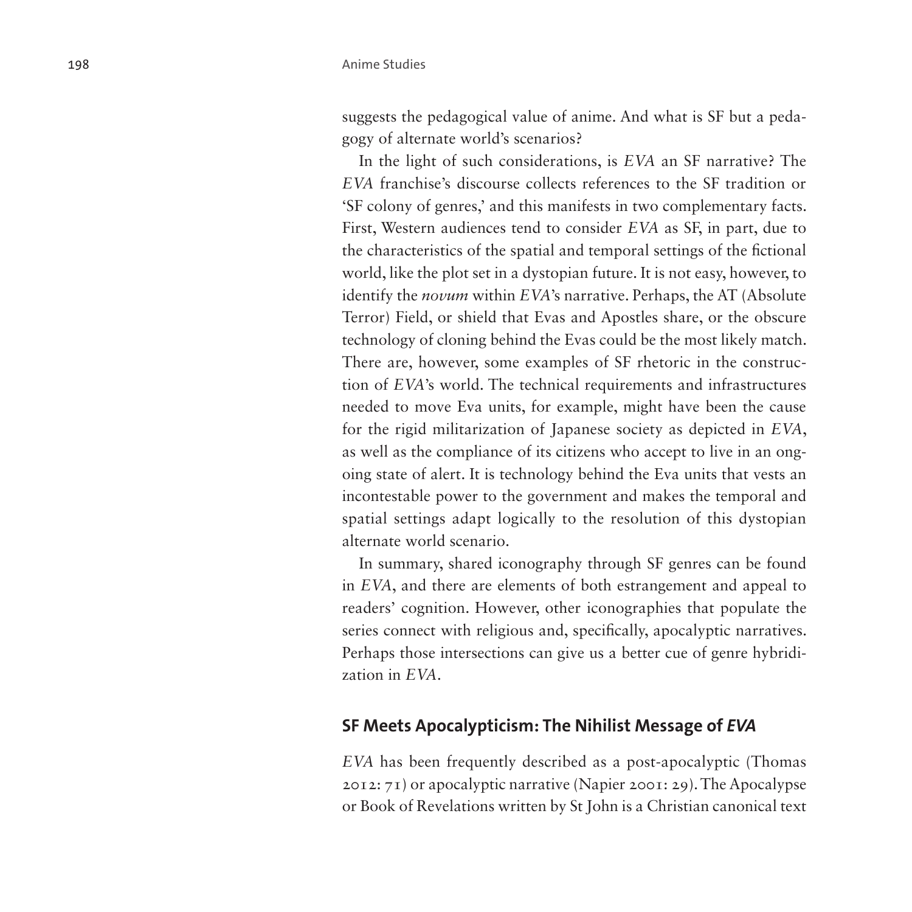suggests the pedagogical value of anime. And what is SF but a pedagogy of alternate world's scenarios?

In the light of such considerations, is *EVA* an SF narrative? The *EVA* franchise's discourse collects references to the SF tradition or 'SF colony of genres,' and this manifests in two complementary facts. First, Western audiences tend to consider *EVA* as SF, in part, due to the characteristics of the spatial and temporal settings of the fictional world, like the plot set in a dystopian future. It is not easy, however, to identify the *novum* within *EVA*'s narrative. Perhaps, the AT (Absolute Terror) Field, or shield that Evas and Apostles share, or the obscure technology of cloning behind the Evas could be the most likely match. There are, however, some examples of SF rhetoric in the construction of *EVA*'s world. The technical requirements and infrastructures needed to move Eva units, for example, might have been the cause for the rigid militarization of Japanese society as depicted in *EVA*, as well as the compliance of its citizens who accept to live in an ongoing state of alert. It is technology behind the Eva units that vests an incontestable power to the government and makes the temporal and spatial settings adapt logically to the resolution of this dystopian alternate world scenario.

In summary, shared iconography through SF genres can be found in *EVA*, and there are elements of both estrangement and appeal to readers' cognition. However, other iconographies that populate the series connect with religious and, specifically, apocalyptic narratives. Perhaps those intersections can give us a better cue of genre hybridization in *EVA*.

## SF Meets Apocalypticism: The Nihilist Message of *EVA*

*EVA* has been frequently described as a post-apocalyptic (Thomas 2012: 71) or apocalyptic narrative (Napier 2001: 29). The Apocalypse or Book of Revelations written by St John is a Christian canonical text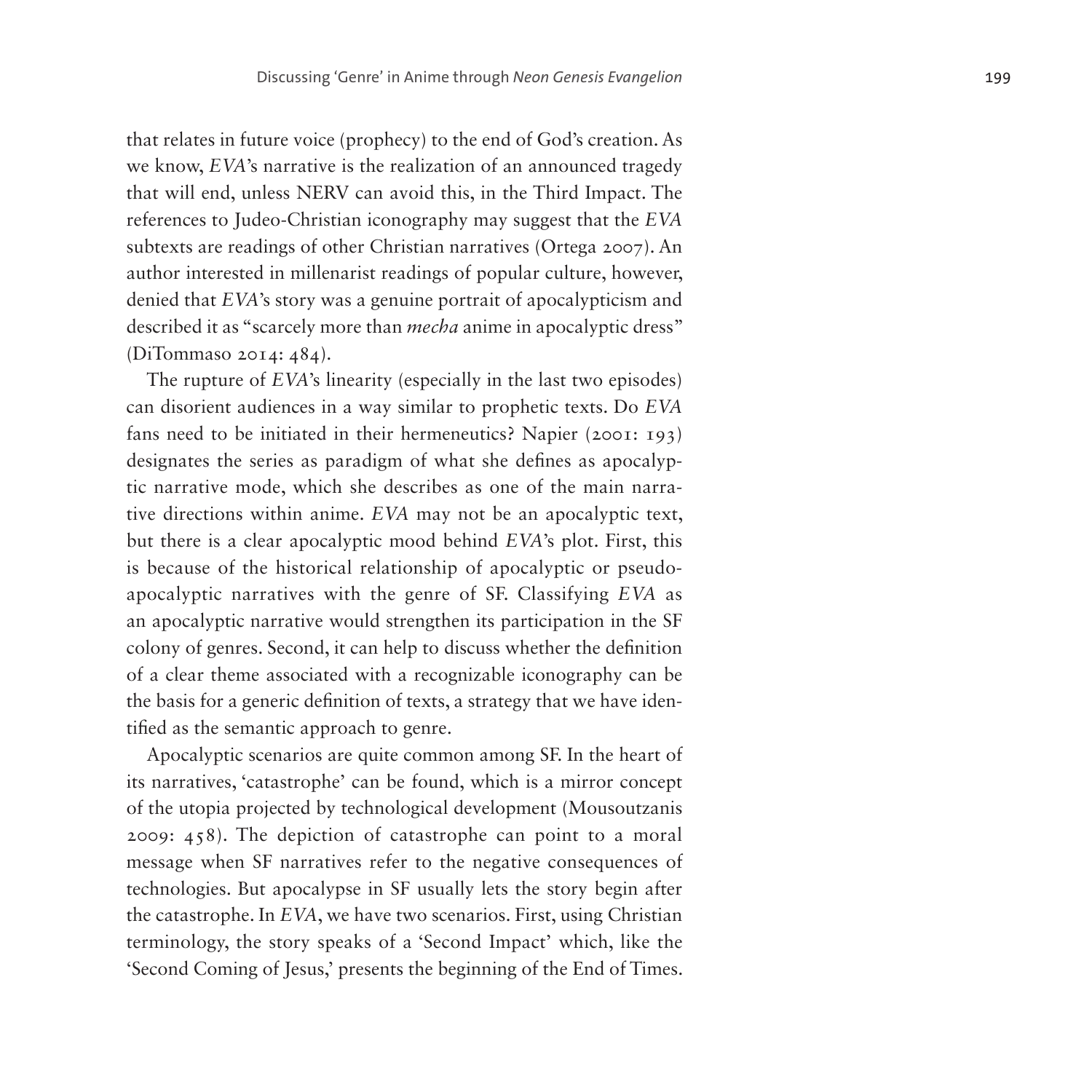that relates in future voice (prophecy) to the end of God's creation. As we know, *EVA*'s narrative is the realization of an announced tragedy that will end, unless NERV can avoid this, in the Third Impact. The references to Judeo-Christian iconography may suggest that the *EVA* subtexts are readings of other Christian narratives (Ortega 2007). An author interested in millenarist readings of popular culture, however, denied that *EVA*'s story was a genuine portrait of apocalypticism and described it as "scarcely more than *mecha* anime in apocalyptic dress" (DiTommaso 2014: 484).

The rupture of *EVA*'s linearity (especially in the last two episodes) can disorient audiences in a way similar to prophetic texts. Do *EVA* fans need to be initiated in their hermeneutics? Napier (2001: 193) designates the series as paradigm of what she defines as apocalyptic narrative mode, which she describes as one of the main narrative directions within anime. *EVA* may not be an apocalyptic text, but there is a clear apocalyptic mood behind *EVA*'s plot. First, this is because of the historical relationship of apocalyptic or pseudo-apocalyptic narratives with the genre of SF. Classifying *EVA* as an apocalyptic narrative would strengthen its participation in the SF colony of genres. Second, it can help to discuss whether the definition of a clear theme associated with a recognizable iconography can be the basis for a generic definition of texts, a strategy that we have identified as the semantic approach to genre.

Apocalyptic scenarios are quite common among SF. In the heart of its narratives, 'catastrophe' can be found, which is a mirror concept of the utopia projected by technological development (Mousoutzanis 2009: 458). The depiction of catastrophe can point to a moral message when SF narratives refer to the negative consequences of technologies. But apocalypse in SF usually lets the story begin after the catastrophe. In *EVA*, we have two scenarios. First, using Christian terminology, the story speaks of a 'Second Impact' which, like the 'Second Coming of Jesus,' presents the beginning of the End of Times.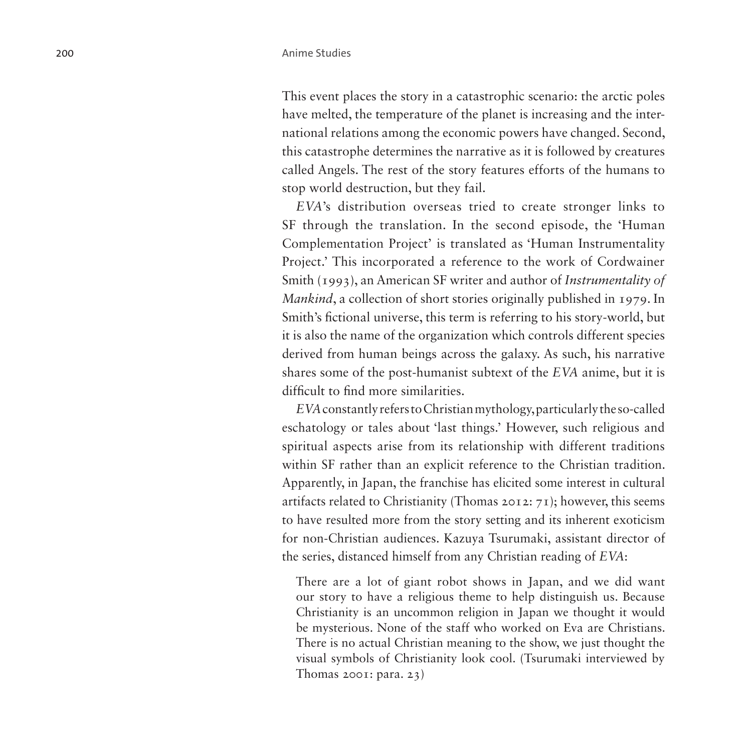This event places the story in a catastrophic scenario: the arctic poles have melted, the temperature of the planet is increasing and the international relations among the economic powers have changed. Second, this catastrophe determines the narrative as it is followed by creatures called Angels. The rest of the story features efforts of the humans to stop world destruction, but they fail.

*EVA*'s distribution overseas tried to create stronger links to SF through the translation. In the second episode, the 'Human Complementation Project' is translated as 'Human Instrumentality Project.' This incorporated a reference to the work of Cordwainer Smith (1993), an American SF writer and author of *Instrumentality of Mankind*, a collection of short stories originally published in 1979. In Smith's fictional universe, this term is referring to his story-world, but it is also the name of the organization which controls different species derived from human beings across the galaxy. As such, his narrative shares some of the post-humanist subtext of the *EVA* anime, but it is difficult to find more similarities.

*EVA* constantly refers to Christian mythology, particularly the so-called eschatology or tales about 'last things.' However, such religious and spiritual aspects arise from its relationship with different traditions within SF rather than an explicit reference to the Christian tradition. Apparently, in Japan, the franchise has elicited some interest in cultural artifacts related to Christianity (Thomas 2012: 71); however, this seems to have resulted more from the story setting and its inherent exoticism for non-Christian audiences. Kazuya Tsurumaki, assistant director of the series, distanced himself from any Christian reading of *EVA*:

> There are a lot of giant robot shows in Japan, and we did want our story to have a religious theme to help distinguish us. Because Christianity is an uncommon religion in Japan we thought it would be mysterious. None of the staff who worked on Eva are Christians. There is no actual Christian meaning to the show, we just thought the visual symbols of Christianity look cool. (Tsurumaki interviewed by Thomas 2001: para. 23)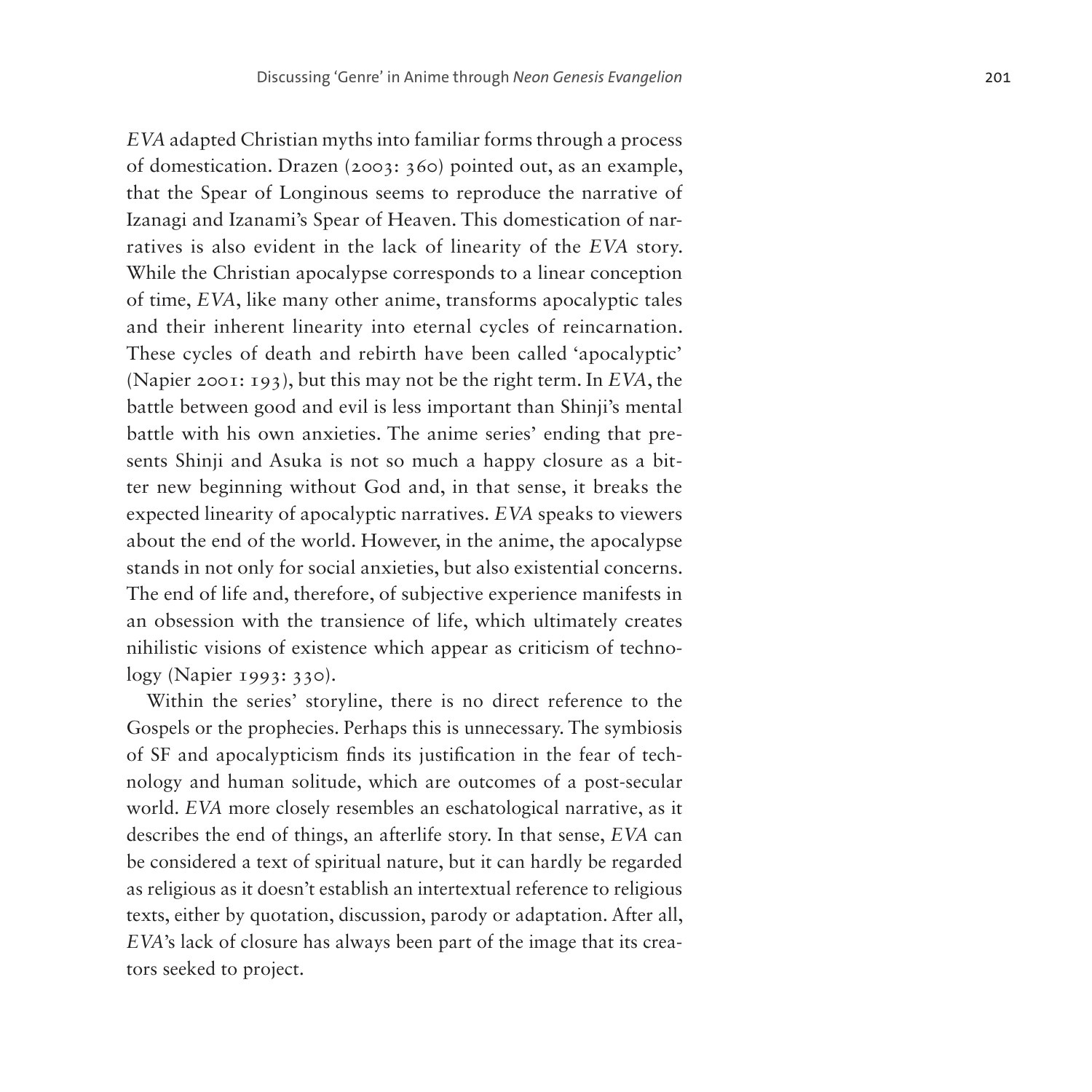*EVA* adapted Christian myths into familiar forms through a process of domestication. Drazen (2003: 360) pointed out, as an example, that the Spear of Longinous seems to reproduce the narrative of Izanagi and Izanami's Spear of Heaven. This domestication of narratives is also evident in the lack of linearity of the *EVA* story. While the Christian apocalypse corresponds to a linear conception of time, *EVA*, like many other anime, transforms apocalyptic tales and their inherent linearity into eternal cycles of reincarnation. These cycles of death and rebirth have been called 'apocalyptic' (Napier 2001: 193), but this may not be the right term. In *EVA*, the battle between good and evil is less important than Shinji's mental battle with his own anxieties. The anime series' ending that presents Shinji and Asuka is not so much a happy closure as a bitter new beginning without God and, in that sense, it breaks the expected linearity of apocalyptic narratives. *EVA* speaks to viewers about the end of the world. However, in the anime, the apocalypse stands in not only for social anxieties, but also existential concerns. The end of life and, therefore, of subjective experience manifests in an obsession with the transience of life, which ultimately creates nihilistic visions of existence which appear as criticism of technology (Napier 1993: 330).

Within the series' storyline, there is no direct reference to the Gospels or the prophecies. Perhaps this is unnecessary. The symbiosis of SF and apocalypticism finds its justification in the fear of technology and human solitude, which are outcomes of a post-secular world. *EVA* more closely resembles an eschatological narrative, as it describes the end of things, an afterlife story. In that sense, *EVA* can be considered a text of spiritual nature, but it can hardly be regarded as religious as it doesn't establish an intertextual reference to religious texts, either by quotation, discussion, parody or adaptation. After all, *EVA*'s lack of closure has always been part of the image that its creators seeked to project.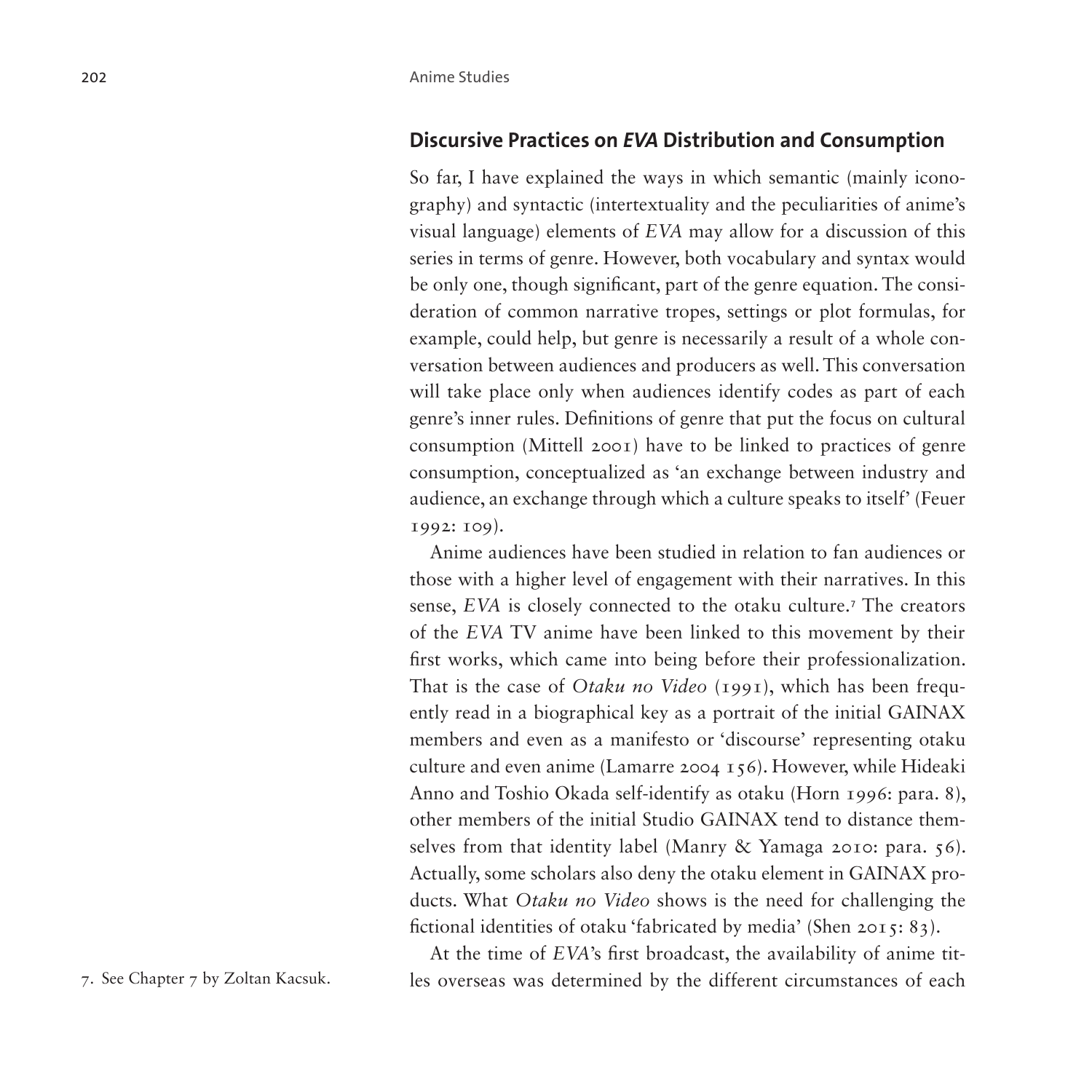## Discursive Practices on *EVA* Distribution and Consumption

So far, I have explained the ways in which semantic (mainly iconography) and syntactic (intertextuality and the peculiarities of anime's visual language) elements of *EVA* may allow for a discussion of this series in terms of genre. However, both vocabulary and syntax would be only one, though significant, part of the genre equation. The consideration of common narrative tropes, settings or plot formulas, for example, could help, but genre is necessarily a result of a whole conversation between audiences and producers as well. This conversation will take place only when audiences identify codes as part of each genre's inner rules. Definitions of genre that put the focus on cultural consumption (Mittell 2001) have to be linked to practices of genre consumption, conceptualized as 'an exchange between industry and audience, an exchange through which a culture speaks to itself' (Feuer 1992: 109).

Anime audiences have been studied in relation to fan audiences or those with a higher level of engagement with their narratives. In this sense, *EVA* is closely connected to the otaku culture.[7] The creators of the *EVA* TV anime have been linked to this movement by their first works, which came into being before their professionalization. That is the case of *Otaku no Video* (1991), which has been frequently read in a biographical key as a portrait of the initial GAINAX members and even as a manifesto or 'discourse' representing otaku culture and even anime (Lamarre 2004 156). However, while Hideaki Anno and Toshio Okada self-identify as otaku (Horn 1996: para. 8), other members of the initial Studio GAINAX tend to distance themselves from that identity label (Manry & Yamaga 2010: para. 56). Actually, some scholars also deny the otaku element in GAINAX products. What *Otaku no Video* shows is the need for challenging the fictional identities of otaku 'fabricated by media' (Shen 2015: 83).

At the time of *EVA*'s first broadcast, the availability of anime titles overseas was determined by the different circumstances of each

7. See Chapter 7 by Zoltan Kacsuk.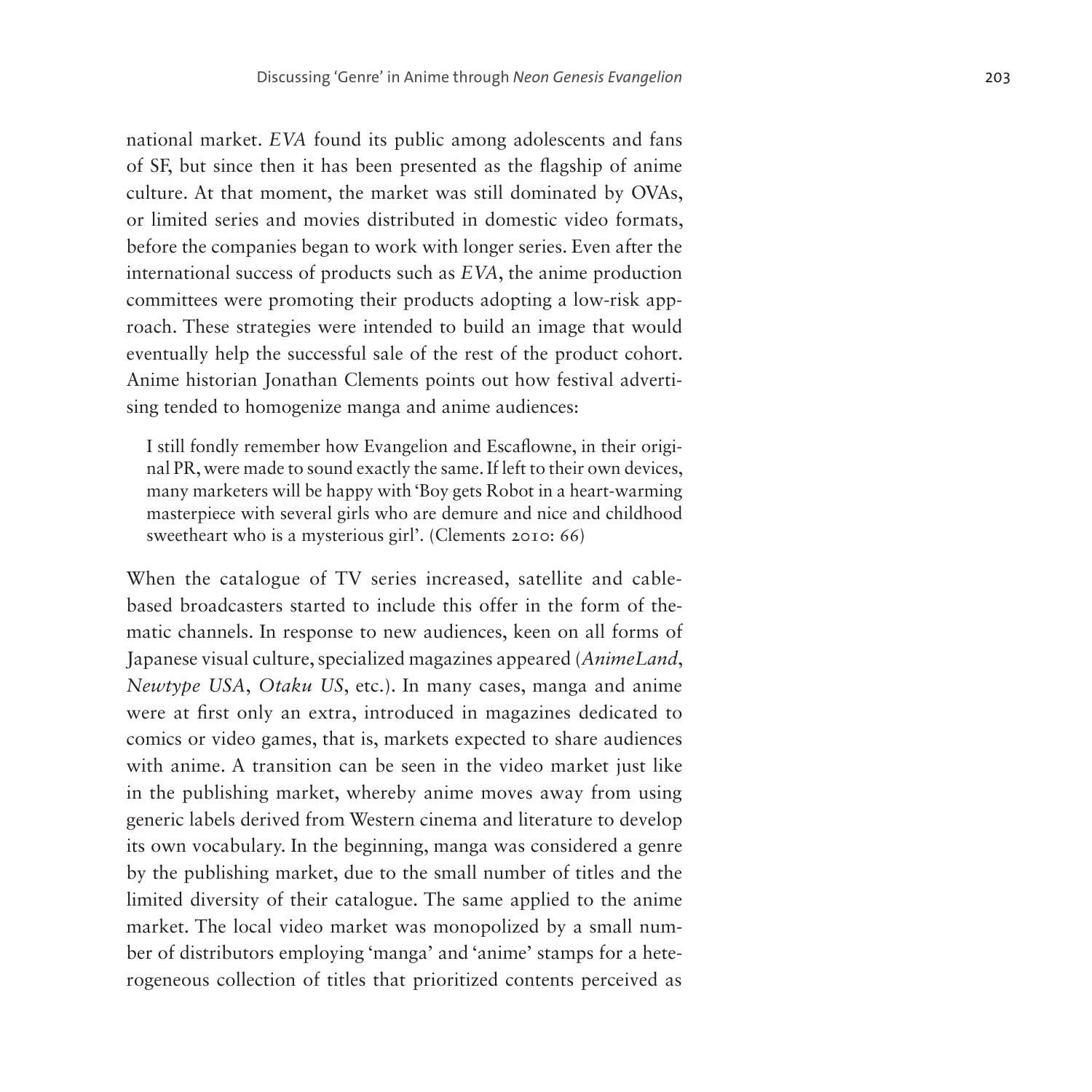national market. *EVA* found its public among adolescents and fans of SF, but since then it has been presented as the flagship of anime culture. At that moment, the market was still dominated by OVAs, or limited series and movies distributed in domestic video formats, before the companies began to work with longer series. Even after the international success of products such as *EVA*, the anime production committees were promoting their products adopting a low-risk approach. These strategies were intended to build an image that would eventually help the successful sale of the rest of the product cohort. Anime historian Jonathan Clements points out how festival advertising tended to homogenize manga and anime audiences:

> I still fondly remember how Evangelion and Escaflowne, in their original PR, were made to sound exactly the same. If left to their own devices, many marketers will be happy with 'Boy gets Robot in a heart-warming masterpiece with several girls who are demure and nice and childhood sweetheart who is a mysterious girl'. (Clements 2010: 66)

When the catalogue of TV series increased, satellite and cable-based broadcasters started to include this offer in the form of thematic channels. In response to new audiences, keen on all forms of Japanese visual culture, specialized magazines appeared (*AnimeLand*, *Newtype USA*, *Otaku US*, etc.). In many cases, manga and anime were at first only an extra, introduced in magazines dedicated to comics or video games, that is, markets expected to share audiences with anime. A transition can be seen in the video market just like in the publishing market, whereby anime moves away from using generic labels derived from Western cinema and literature to develop its own vocabulary. In the beginning, manga was considered a genre by the publishing market, due to the small number of titles and the limited diversity of their catalogue. The same applied to the anime market. The local video market was monopolized by a small number of distributors employing 'manga' and 'anime' stamps for a heterogeneous collection of titles that prioritized contents perceived as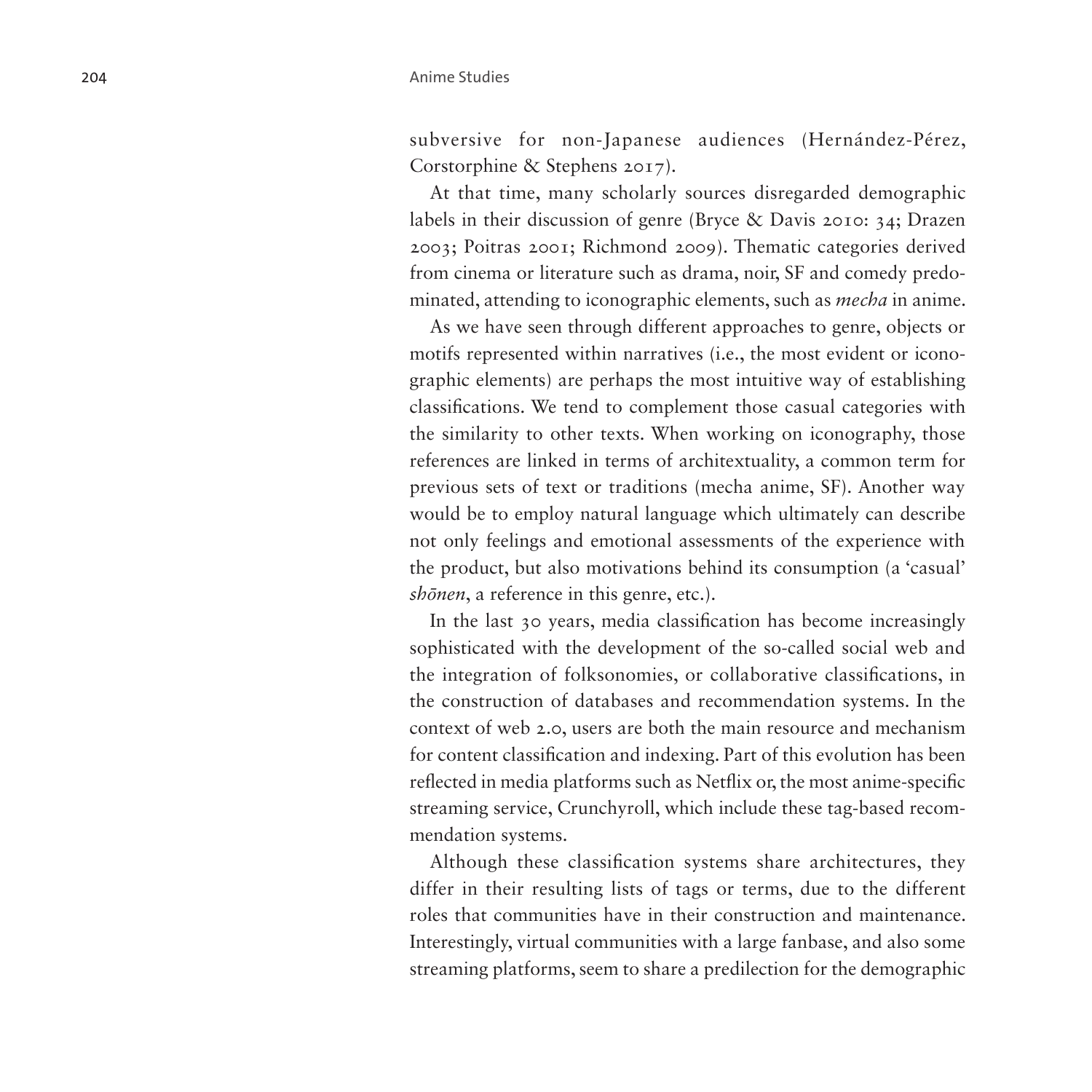subversive for non-Japanese audiences (Hernández-Pérez, Corstorphine & Stephens 2017).

At that time, many scholarly sources disregarded demographic labels in their discussion of genre (Bryce & Davis 2010: 34; Drazen 2003; Poitras 2001; Richmond 2009). Thematic categories derived from cinema or literature such as drama, noir, SF and comedy predominated, attending to iconographic elements, such as *mecha* in anime.

As we have seen through different approaches to genre, objects or motifs represented within narratives (i.e., the most evident or iconographic elements) are perhaps the most intuitive way of establishing classifications. We tend to complement those casual categories with the similarity to other texts. When working on iconography, those references are linked in terms of architextuality, a common term for previous sets of text or traditions (mecha anime, SF). Another way would be to employ natural language which ultimately can describe not only feelings and emotional assessments of the experience with the product, but also motivations behind its consumption (a 'casual' *shōnen*, a reference in this genre, etc.).

In the last 30 years, media classification has become increasingly sophisticated with the development of the so-called social web and the integration of folksonomies, or collaborative classifications, in the construction of databases and recommendation systems. In the context of web 2.0, users are both the main resource and mechanism for content classification and indexing. Part of this evolution has been reflected in media platforms such as Netflix or, the most anime-specific streaming service, Crunchyroll, which include these tag-based recommendation systems.

Although these classification systems share architectures, they differ in their resulting lists of tags or terms, due to the different roles that communities have in their construction and maintenance. Interestingly, virtual communities with a large fanbase, and also some streaming platforms, seem to share a predilection for the demographic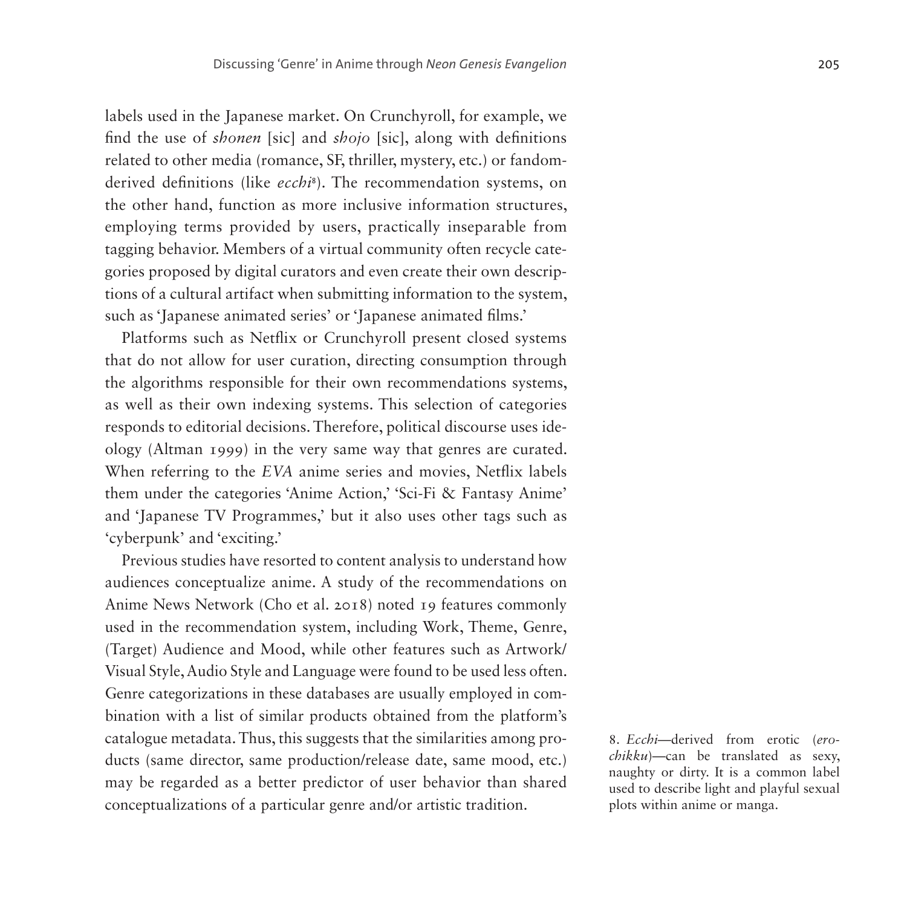labels used in the Japanese market. On Crunchyroll, for example, we find the use of *shonen* [sic] and *shojo* [sic], along with definitions related to other media (romance, SF, thriller, mystery, etc.) or fandom-derived definitions (like *ecchi*[8]). The recommendation systems, on the other hand, function as more inclusive information structures, employing terms provided by users, practically inseparable from tagging behavior. Members of a virtual community often recycle categories proposed by digital curators and even create their own descriptions of a cultural artifact when submitting information to the system, such as 'Japanese animated series' or 'Japanese animated films.'

Platforms such as Netflix or Crunchyroll present closed systems that do not allow for user curation, directing consumption through the algorithms responsible for their own recommendations systems, as well as their own indexing systems. This selection of categories responds to editorial decisions. Therefore, political discourse uses ideology (Altman 1999) in the very same way that genres are curated. When referring to the *EVA* anime series and movies, Netflix labels them under the categories 'Anime Action,' 'Sci-Fi & Fantasy Anime' and 'Japanese TV Programmes,' but it also uses other tags such as 'cyberpunk' and 'exciting.'

Previous studies have resorted to content analysis to understand how audiences conceptualize anime. A study of the recommendations on Anime News Network (Cho et al. 2018) noted 19 features commonly used in the recommendation system, including Work, Theme, Genre, (Target) Audience and Mood, while other features such as Artwork/Visual Style, Audio Style and Language were found to be used less often. Genre categorizations in these databases are usually employed in combination with a list of similar products obtained from the platform's catalogue metadata. Thus, this suggests that the similarities among products (same director, same production/release date, same mood, etc.) may be regarded as a better predictor of user behavior than shared conceptualizations of a particular genre and/or artistic tradition.

8. *Ecchi*—derived from erotic (*erochikku*)—can be translated as sexy, naughty or dirty. It is a common label used to describe light and playful sexual plots within anime or manga.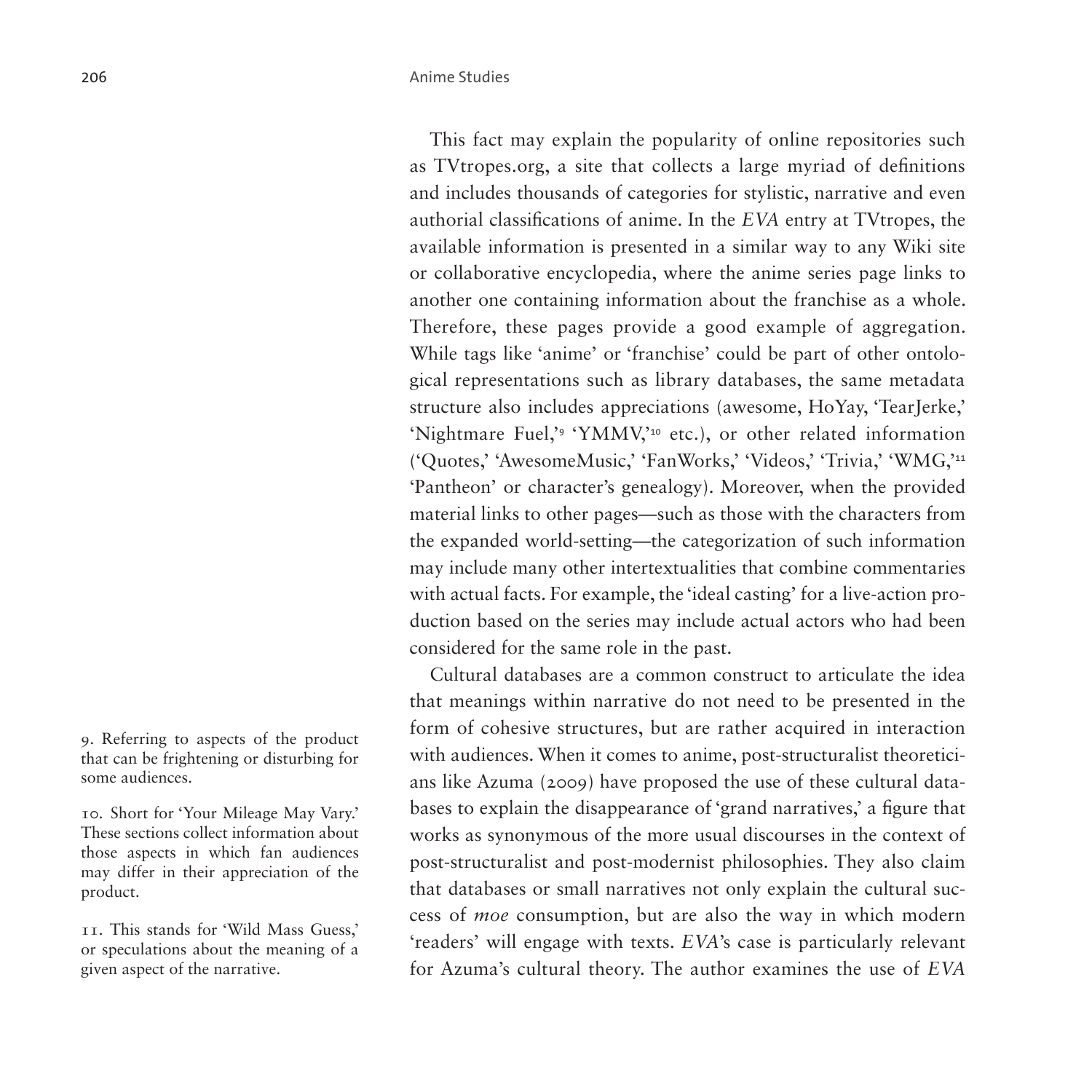This fact may explain the popularity of online repositories such as TVtropes.org, a site that collects a large myriad of definitions and includes thousands of categories for stylistic, narrative and even authorial classifications of anime. In the *EVA* entry at TVtropes, the available information is presented in a similar way to any Wiki site or collaborative encyclopedia, where the anime series page links to another one containing information about the franchise as a whole. Therefore, these pages provide a good example of aggregation. While tags like 'anime' or 'franchise' could be part of other ontological representations such as library databases, the same metadata structure also includes appreciations (awesome, HoYay, 'TearJerke,' 'Nightmare Fuel,'[9] 'YMMV,'[10] etc.), or other related information ('Quotes,' 'AwesomeMusic,' 'FanWorks,' 'Videos,' 'Trivia,' 'WMG,'[11] 'Pantheon' or character's genealogy). Moreover, when the provided material links to other pages—such as those with the characters from the expanded world-setting—the categorization of such information may include many other intertextualities that combine commentaries with actual facts. For example, the 'ideal casting' for a live-action production based on the series may include actual actors who had been considered for the same role in the past.

Cultural databases are a common construct to articulate the idea that meanings within narrative do not need to be presented in the form of cohesive structures, but are rather acquired in interaction with audiences. When it comes to anime, post-structuralist theoreticians like Azuma (2009) have proposed the use of these cultural databases to explain the disappearance of 'grand narratives,' a figure that works as synonymous of the more usual discourses in the context of post-structuralist and post-modernist philosophies. They also claim that databases or small narratives not only explain the cultural success of *moe* consumption, but are also the way in which modern 'readers' will engage with texts. *EVA*'s case is particularly relevant for Azuma's cultural theory. The author examines the use of *EVA*

9. Referring to aspects of the product that can be frightening or disturbing for some audiences.

10. Short for 'Your Mileage May Vary.' These sections collect information about those aspects in which fan audiences may differ in their appreciation of the product.

11. This stands for 'Wild Mass Guess,' or speculations about the meaning of a given aspect of the narrative.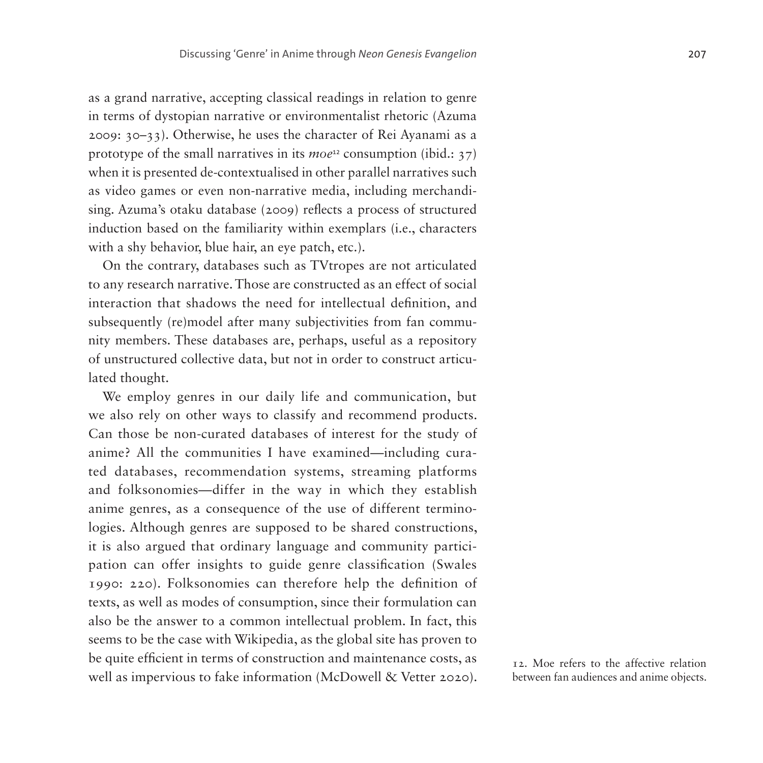as a grand narrative, accepting classical readings in relation to genre in terms of dystopian narrative or environmentalist rhetoric (Azuma 2009: 30–33). Otherwise, he uses the character of Rei Ayanami as a prototype of the small narratives in its *moe*[12] consumption (ibid.: 37) when it is presented de-contextualised in other parallel narratives such as video games or even non-narrative media, including merchandising. Azuma's otaku database (2009) reflects a process of structured induction based on the familiarity within exemplars (i.e., characters with a shy behavior, blue hair, an eye patch, etc.).

On the contrary, databases such as TVtropes are not articulated to any research narrative. Those are constructed as an effect of social interaction that shadows the need for intellectual definition, and subsequently (re)model after many subjectivities from fan community members. These databases are, perhaps, useful as a repository of unstructured collective data, but not in order to construct articulated thought.

We employ genres in our daily life and communication, but we also rely on other ways to classify and recommend products. Can those be non-curated databases of interest for the study of anime? All the communities I have examined—including curated databases, recommendation systems, streaming platforms and folksonomies—differ in the way in which they establish anime genres, as a consequence of the use of different terminologies. Although genres are supposed to be shared constructions, it is also argued that ordinary language and community participation can offer insights to guide genre classification (Swales 1990: 220). Folksonomies can therefore help the definition of texts, as well as modes of consumption, since their formulation can also be the answer to a common intellectual problem. In fact, this seems to be the case with Wikipedia, as the global site has proven to be quite efficient in terms of construction and maintenance costs, as well as impervious to fake information (McDowell & Vetter 2020).

12. Moe refers to the affective relation between fan audiences and anime objects.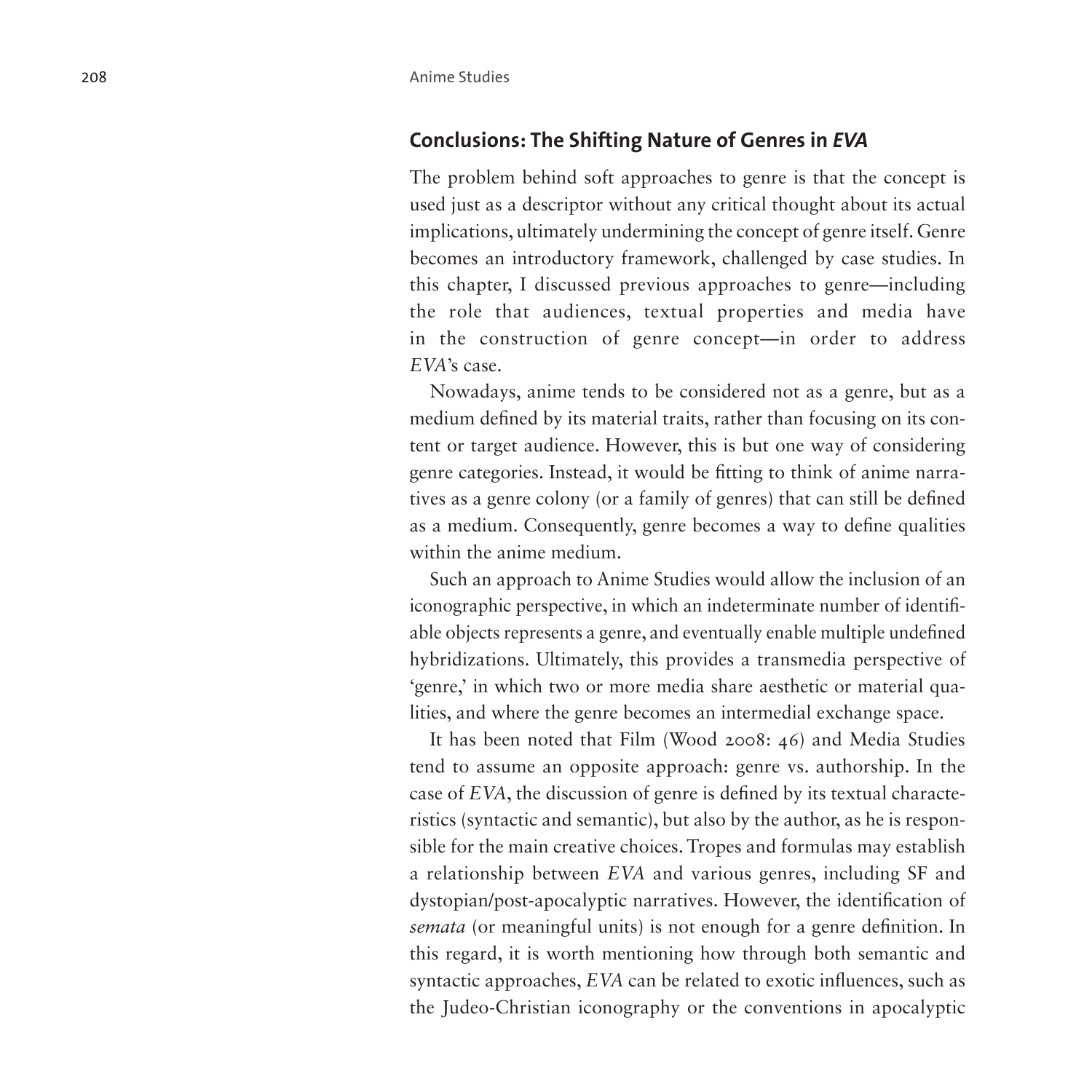## Conclusions: The Shifting Nature of Genres in *EVA*

The problem behind soft approaches to genre is that the concept is used just as a descriptor without any critical thought about its actual implications, ultimately undermining the concept of genre itself. Genre becomes an introductory framework, challenged by case studies. In this chapter, I discussed previous approaches to genre—including the role that audiences, textual properties and media have in the construction of genre concept—in order to address *EVA*'s case.

Nowadays, anime tends to be considered not as a genre, but as a medium defined by its material traits, rather than focusing on its content or target audience. However, this is but one way of considering genre categories. Instead, it would be fitting to think of anime narratives as a genre colony (or a family of genres) that can still be defined as a medium. Consequently, genre becomes a way to define qualities within the anime medium.

Such an approach to Anime Studies would allow the inclusion of an iconographic perspective, in which an indeterminate number of identifiable objects represents a genre, and eventually enable multiple undefined hybridizations. Ultimately, this provides a transmedia perspective of 'genre,' in which two or more media share aesthetic or material qualities, and where the genre becomes an intermedial exchange space.

It has been noted that Film (Wood 2008: 46) and Media Studies tend to assume an opposite approach: genre vs. authorship. In the case of *EVA*, the discussion of genre is defined by its textual characteristics (syntactic and semantic), but also by the author, as he is responsible for the main creative choices. Tropes and formulas may establish a relationship between *EVA* and various genres, including SF and dystopian/post-apocalyptic narratives. However, the identification of *semata* (or meaningful units) is not enough for a genre definition. In this regard, it is worth mentioning how through both semantic and syntactic approaches, *EVA* can be related to exotic influences, such as the Judeo-Christian iconography or the conventions in apocalyptic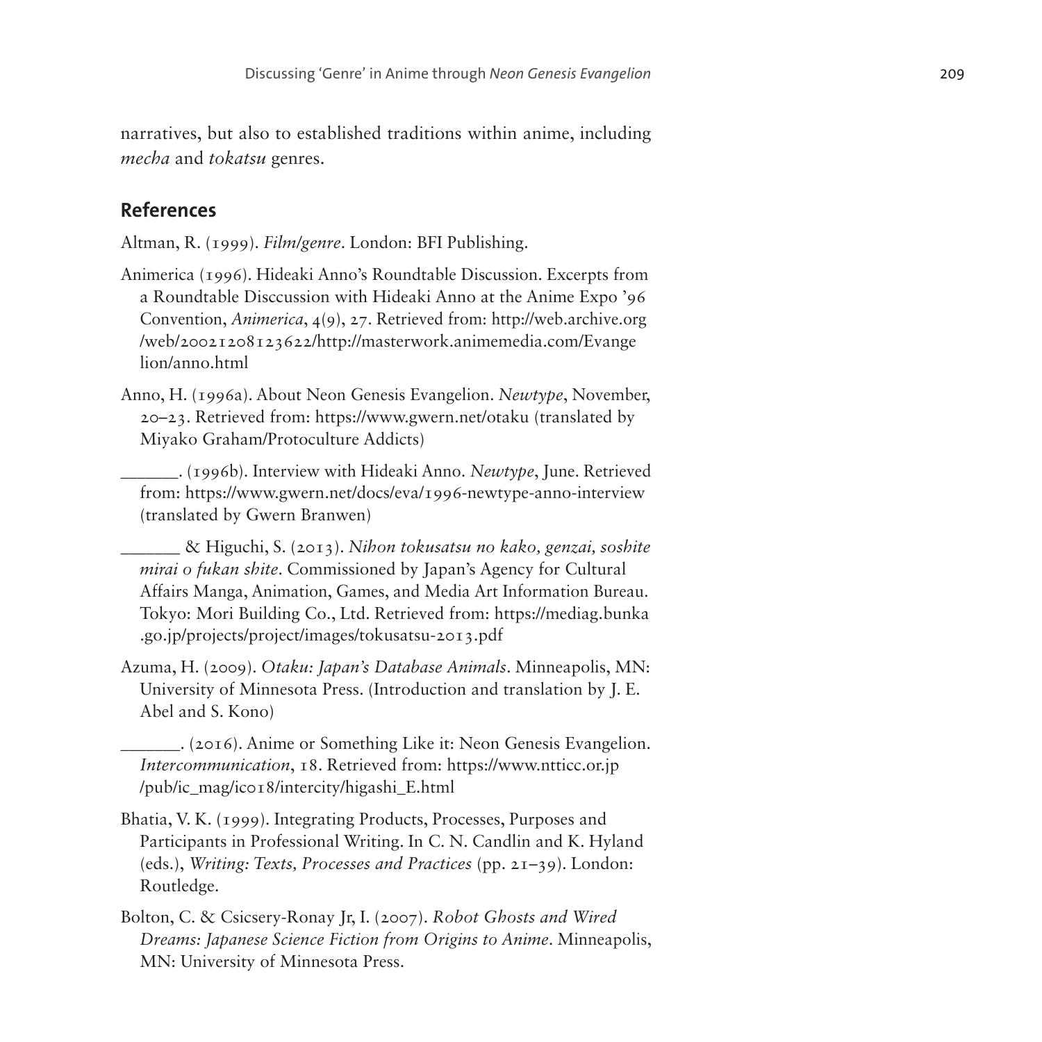narratives, but also to established traditions within anime, including *mecha* and *tokatsu* genres.

## References

Altman, R. (1999). *Film/genre*. London: BFI Publishing.

Animerica (1996). Hideaki Anno's Roundtable Discussion. Excerpts from a Roundtable Disccussion with Hideaki Anno at the Anime Expo '96 Convention, *Animerica*, 4(9), 27. Retrieved from: http://web.archive.org/web/20021208123622/http://masterwork.animemedia.com/Evangelion/anno.html

Anno, H. (1996a). About Neon Genesis Evangelion. *Newtype*, November, 20–23. Retrieved from: https://www.gwern.net/otaku (translated by Miyako Graham/Protoculture Addicts)

______. (1996b). Interview with Hideaki Anno. *Newtype*, June. Retrieved from: https://www.gwern.net/docs/eva/1996-newtype-anno-interview (translated by Gwern Branwen)

______ & Higuchi, S. (2013). *Nihon tokusatsu no kako, genzai, soshite mirai o fukan shite*. Commissioned by Japan's Agency for Cultural Affairs Manga, Animation, Games, and Media Art Information Bureau. Tokyo: Mori Building Co., Ltd. Retrieved from: https://mediag.bunka.go.jp/projects/project/images/tokusatsu-2013.pdf

Azuma, H. (2009). *Otaku: Japan's Database Animals*. Minneapolis, MN: University of Minnesota Press. (Introduction and translation by J. E. Abel and S. Kono)

______. (2016). Anime or Something Like it: Neon Genesis Evangelion. *Intercommunication*, 18. Retrieved from: https://www.ntticc.or.jp/pub/ic_mag/ic018/intercity/higashi_E.html

Bhatia, V. K. (1999). Integrating Products, Processes, Purposes and Participants in Professional Writing. In C. N. Candlin and K. Hyland (eds.), *Writing: Texts, Processes and Practices* (pp. 21–39). London: Routledge.

Bolton, C. & Csicsery-Ronay Jr, I. (2007). *Robot Ghosts and Wired Dreams: Japanese Science Fiction from Origins to Anime*. Minneapolis, MN: University of Minnesota Press.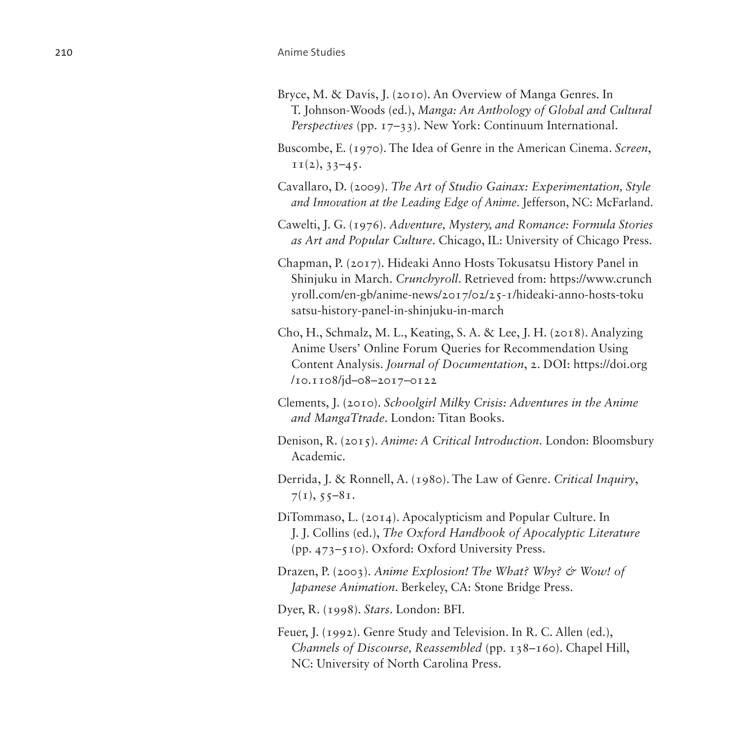Bryce, M. & Davis, J. (2010). An Overview of Manga Genres. In T. Johnson-Woods (ed.), *Manga: An Anthology of Global and Cultural Perspectives* (pp. 17–33). New York: Continuum International.

Buscombe, E. (1970). The Idea of Genre in the American Cinema. *Screen*, 11(2), 33–45.

Cavallaro, D. (2009). *The Art of Studio Gainax: Experimentation, Style and Innovation at the Leading Edge of Anime*. Jefferson, NC: McFarland.

Cawelti, J. G. (1976). *Adventure, Mystery, and Romance: Formula Stories as Art and Popular Culture*. Chicago, IL: University of Chicago Press.

Chapman, P. (2017). Hideaki Anno Hosts Tokusatsu History Panel in Shinjuku in March. *Crunchyroll*. Retrieved from: https://www.crunchyroll.com/en-gb/anime-news/2017/02/25-1/hideaki-anno-hosts-tokusatsu-history-panel-in-shinjuku-in-march

Cho, H., Schmalz, M. L., Keating, S. A. & Lee, J. H. (2018). Analyzing Anime Users' Online Forum Queries for Recommendation Using Content Analysis. *Journal of Documentation*, 2. DOI: https://doi.org/10.1108/jd–08–2017–0122

Clements, J. (2010). *Schoolgirl Milky Crisis: Adventures in the Anime and MangaTtrade*. London: Titan Books.

Denison, R. (2015). *Anime: A Critical Introduction*. London: Bloomsbury Academic.

Derrida, J. & Ronnell, A. (1980). The Law of Genre. *Critical Inquiry*, 7(1), 55–81.

DiTommaso, L. (2014). Apocalypticism and Popular Culture. In J. J. Collins (ed.), *The Oxford Handbook of Apocalyptic Literature* (pp. 473–510). Oxford: Oxford University Press.

Drazen, P. (2003). *Anime Explosion! The What? Why? & Wow! of Japanese Animation*. Berkeley, CA: Stone Bridge Press.

Dyer, R. (1998). *Stars*. London: BFI.

Feuer, J. (1992). Genre Study and Television. In R. C. Allen (ed.), *Channels of Discourse, Reassembled* (pp. 138–160). Chapel Hill, NC: University of North Carolina Press.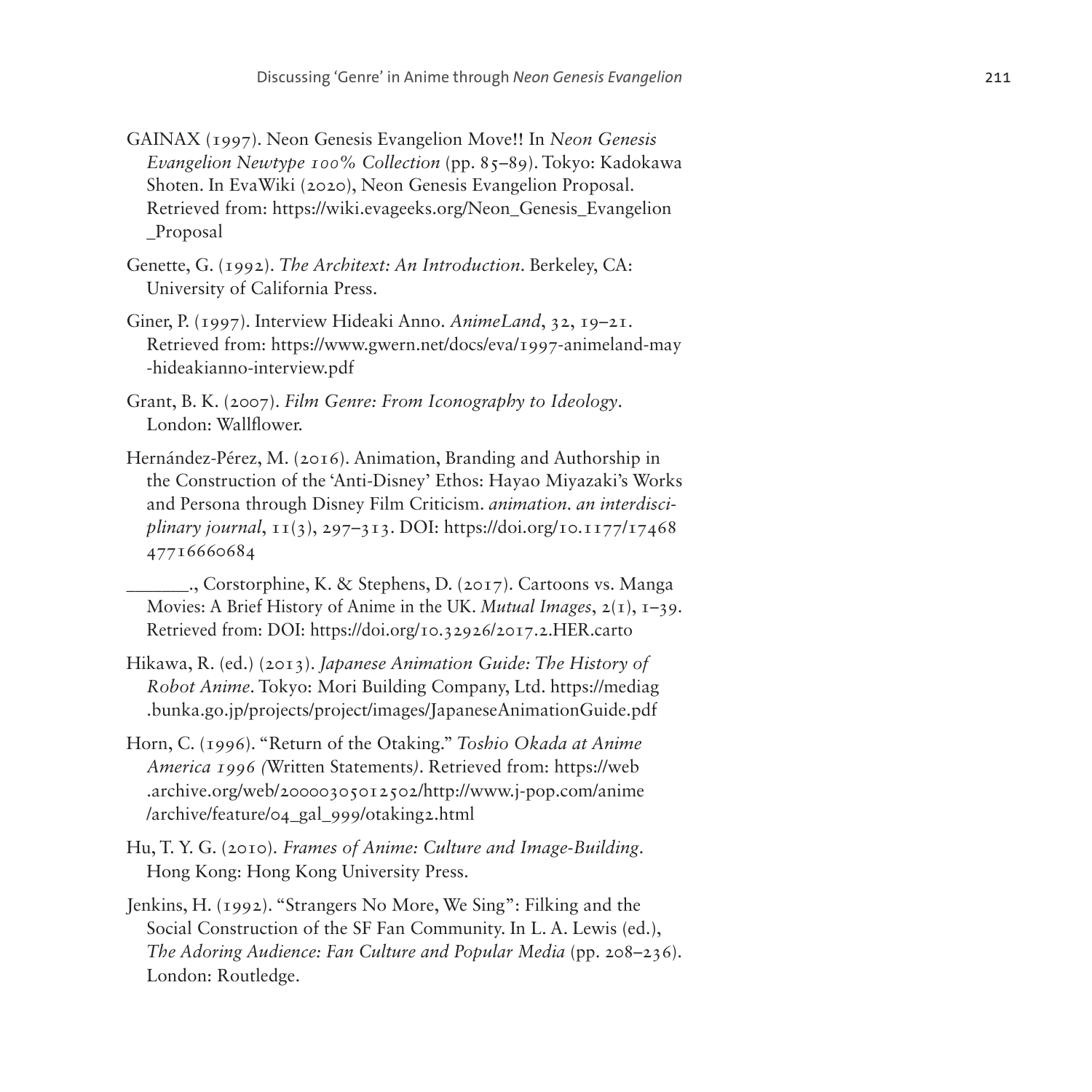GAINAX (1997). Neon Genesis Evangelion Move!! In *Neon Genesis Evangelion Newtype 100% Collection* (pp. 85–89). Tokyo: Kadokawa Shoten. In EvaWiki (2020), Neon Genesis Evangelion Proposal. Retrieved from: https://wiki.evageeks.org/Neon_Genesis_Evangelion_Proposal

Genette, G. (1992). *The Architext: An Introduction*. Berkeley, CA: University of California Press.

Giner, P. (1997). Interview Hideaki Anno. *AnimeLand*, 32, 19–21. Retrieved from: https://www.gwern.net/docs/eva/1997-animeland-may-hideakianno-interview.pdf

Grant, B. K. (2007). *Film Genre: From Iconography to Ideology*. London: Wallflower.

Hernández-Pérez, M. (2016). Animation, Branding and Authorship in the Construction of the 'Anti-Disney' Ethos: Hayao Miyazaki's Works and Persona through Disney Film Criticism. *animation. an interdisciplinary journal*, 11(3), 297–313. DOI: https://doi.org/10.1177/1746847716660684

_______., Corstorphine, K. & Stephens, D. (2017). Cartoons vs. Manga Movies: A Brief History of Anime in the UK. *Mutual Images*, 2(1), 1–39. Retrieved from: DOI: https://doi.org/10.32926/2017.2.HER.carto

Hikawa, R. (ed.) (2013). *Japanese Animation Guide: The History of Robot Anime*. Tokyo: Mori Building Company, Ltd. https://mediag.bunka.go.jp/projects/project/images/JapaneseAnimationGuide.pdf

Horn, C. (1996). "Return of the Otaking." *Toshio Okada at Anime America 1996 (*Written Statements*)*. Retrieved from: https://web.archive.org/web/20000305012502/http://www.j-pop.com/anime/archive/feature/04_gal_999/otaking2.html

Hu, T. Y. G. (2010). *Frames of Anime: Culture and Image-Building*. Hong Kong: Hong Kong University Press.

Jenkins, H. (1992). "Strangers No More, We Sing": Filking and the Social Construction of the SF Fan Community. In L. A. Lewis (ed.), *The Adoring Audience: Fan Culture and Popular Media* (pp. 208–236). London: Routledge.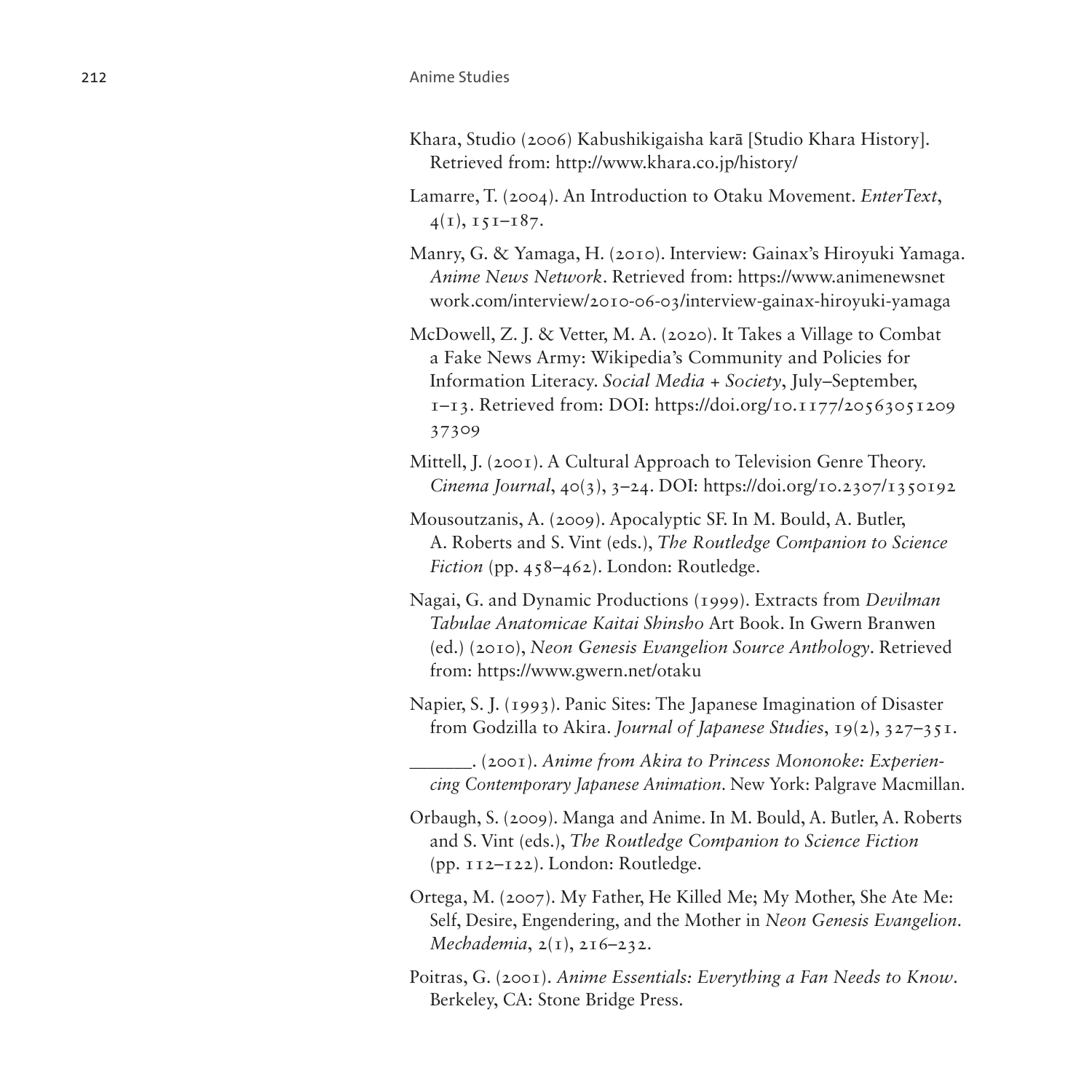Khara, Studio (2006) Kabushikigaisha karā [Studio Khara History]. Retrieved from: http://www.khara.co.jp/history/

Lamarre, T. (2004). An Introduction to Otaku Movement. *EnterText*, 4(1), 151–187.

Manry, G. & Yamaga, H. (2010). Interview: Gainax's Hiroyuki Yamaga. *Anime News Network*. Retrieved from: https://www.animenewsnetwork.com/interview/2010-06-03/interview-gainax-hiroyuki-yamaga

McDowell, Z. J. & Vetter, M. A. (2020). It Takes a Village to Combat a Fake News Army: Wikipedia's Community and Policies for Information Literacy. *Social Media + Society*, July–September, 1–13. Retrieved from: DOI: https://doi.org/10.1177/2056305120937309

Mittell, J. (2001). A Cultural Approach to Television Genre Theory. *Cinema Journal*, 40(3), 3–24. DOI: https://doi.org/10.2307/1350192

Mousoutzanis, A. (2009). Apocalyptic SF. In M. Bould, A. Butler, A. Roberts and S. Vint (eds.), *The Routledge Companion to Science Fiction* (pp. 458–462). London: Routledge.

Nagai, G. and Dynamic Productions (1999). Extracts from *Devilman Tabulae Anatomicae Kaitai Shinsho* Art Book. In Gwern Branwen (ed.) (2010), *Neon Genesis Evangelion Source Anthology*. Retrieved from: https://www.gwern.net/otaku

Napier, S. J. (1993). Panic Sites: The Japanese Imagination of Disaster from Godzilla to Akira. *Journal of Japanese Studies*, 19(2), 327–351.

\_\_\_\_\_\_. (2001). *Anime from Akira to Princess Mononoke: Experiencing Contemporary Japanese Animation*. New York: Palgrave Macmillan.

Orbaugh, S. (2009). Manga and Anime. In M. Bould, A. Butler, A. Roberts and S. Vint (eds.), *The Routledge Companion to Science Fiction* (pp. 112–122). London: Routledge.

Ortega, M. (2007). My Father, He Killed Me; My Mother, She Ate Me: Self, Desire, Engendering, and the Mother in *Neon Genesis Evangelion*. *Mechademia*, 2(1), 216–232.

Poitras, G. (2001). *Anime Essentials: Everything a Fan Needs to Know*. Berkeley, CA: Stone Bridge Press.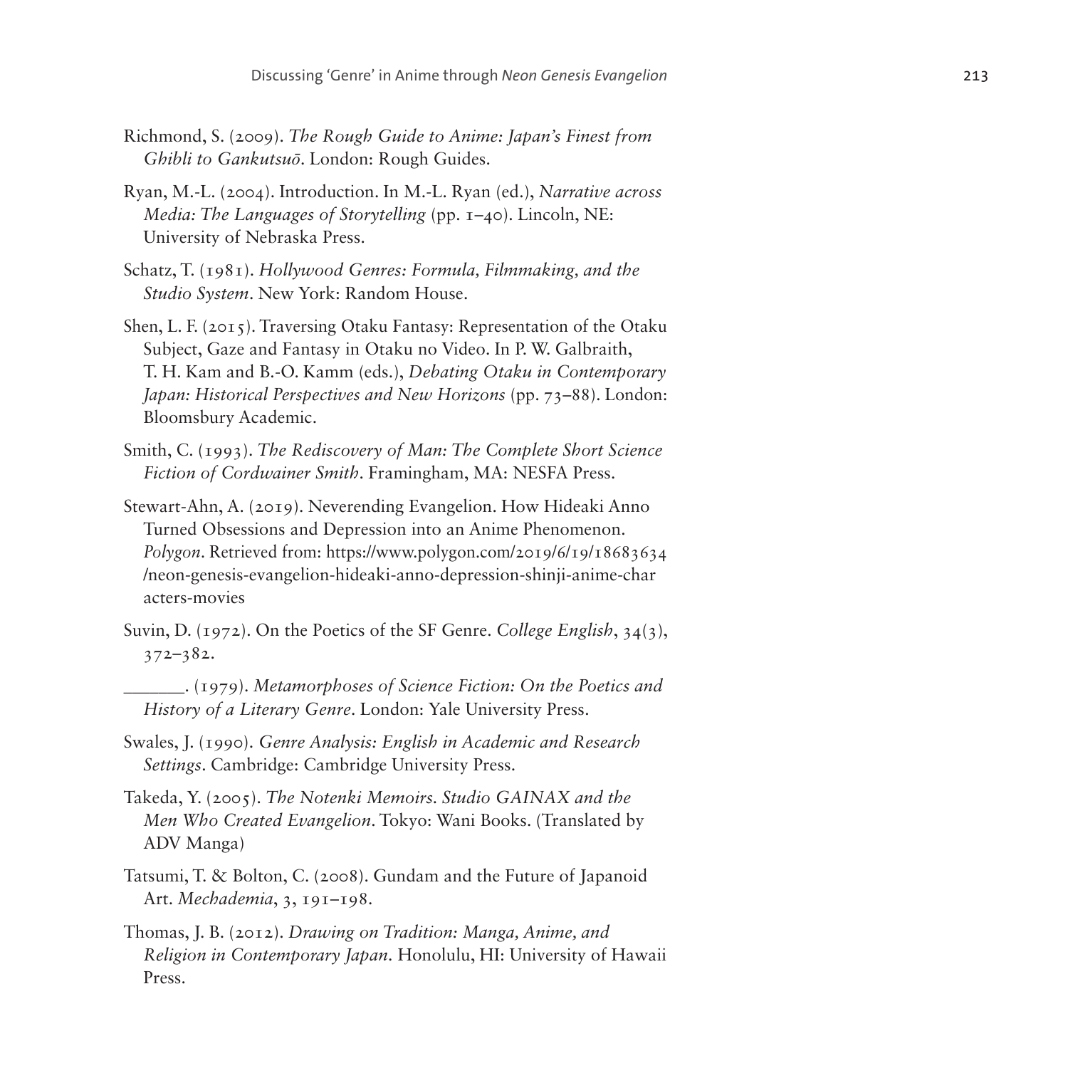Richmond, S. (2009). *The Rough Guide to Anime: Japan's Finest from Ghibli to Gankutsuō*. London: Rough Guides.

Ryan, M.-L. (2004). Introduction. In M.-L. Ryan (ed.), *Narrative across Media: The Languages of Storytelling* (pp. 1–40). Lincoln, NE: University of Nebraska Press.

Schatz, T. (1981). *Hollywood Genres: Formula, Filmmaking, and the Studio System*. New York: Random House.

Shen, L. F. (2015). Traversing Otaku Fantasy: Representation of the Otaku Subject, Gaze and Fantasy in Otaku no Video. In P. W. Galbraith, T. H. Kam and B.-O. Kamm (eds.), *Debating Otaku in Contemporary Japan: Historical Perspectives and New Horizons* (pp. 73–88). London: Bloomsbury Academic.

Smith, C. (1993). *The Rediscovery of Man: The Complete Short Science Fiction of Cordwainer Smith*. Framingham, MA: NESFA Press.

Stewart-Ahn, A. (2019). Neverending Evangelion. How Hideaki Anno Turned Obsessions and Depression into an Anime Phenomenon. *Polygon*. Retrieved from: https://www.polygon.com/2019/6/19/18683634/neon-genesis-evangelion-hideaki-anno-depression-shinji-anime-characters-movies

Suvin, D. (1972). On the Poetics of the SF Genre. *College English*, 34(3), 372–382.

______. (1979). *Metamorphoses of Science Fiction: On the Poetics and History of a Literary Genre*. London: Yale University Press.

Swales, J. (1990). *Genre Analysis: English in Academic and Research Settings*. Cambridge: Cambridge University Press.

Takeda, Y. (2005). *The Notenki Memoirs. Studio GAINAX and the Men Who Created Evangelion*. Tokyo: Wani Books. (Translated by ADV Manga)

Tatsumi, T. & Bolton, C. (2008). Gundam and the Future of Japanoid Art. *Mechademia*, 3, 191–198.

Thomas, J. B. (2012). *Drawing on Tradition: Manga, Anime, and Religion in Contemporary Japan*. Honolulu, HI: University of Hawaii Press.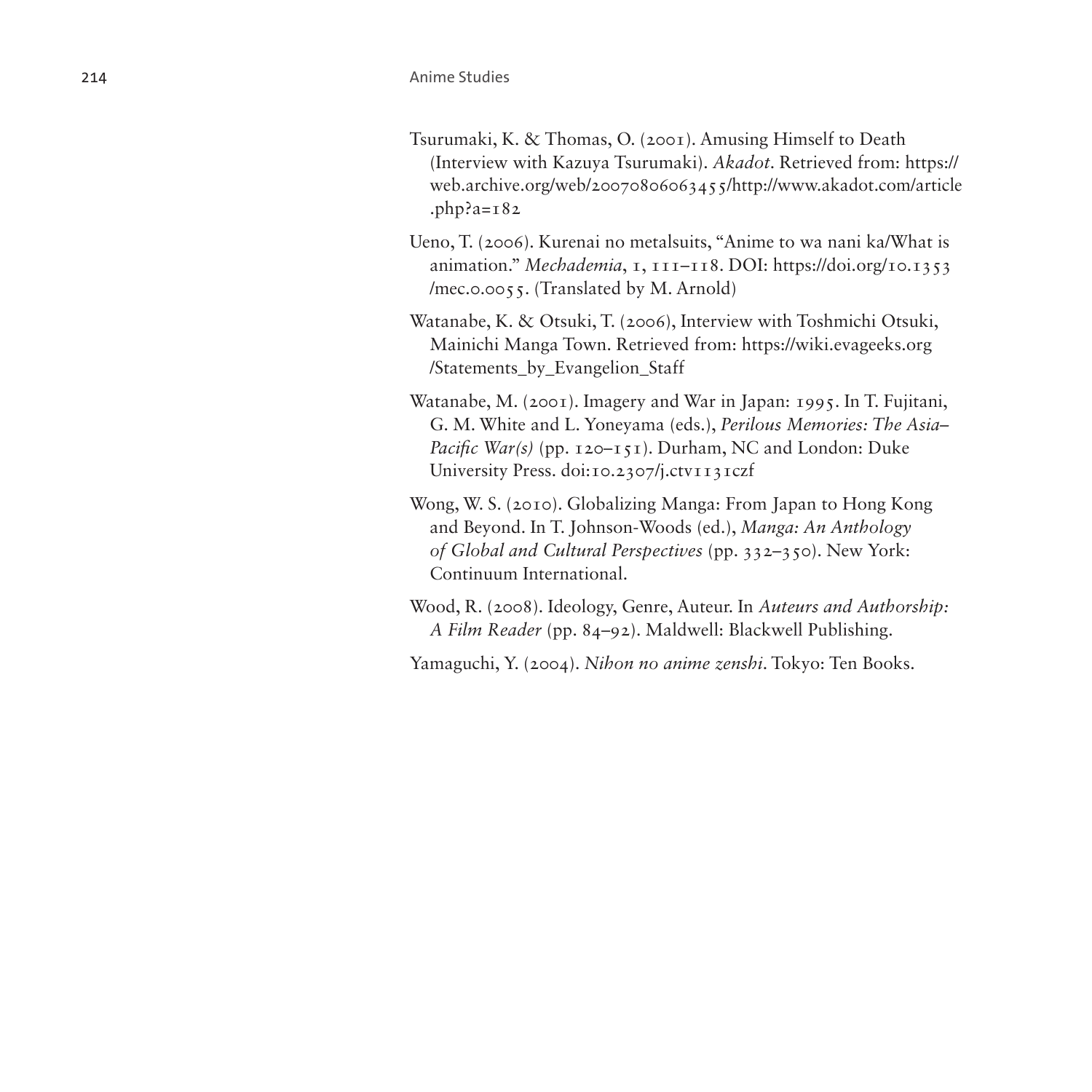Tsurumaki, K. & Thomas, O. (2001). Amusing Himself to Death (Interview with Kazuya Tsurumaki). *Akadot*. Retrieved from: https://web.archive.org/web/20070806063455/http://www.akadot.com/article.php?a=182

Ueno, T. (2006). Kurenai no metalsuits, "Anime to wa nani ka/What is animation." *Mechademia*, 1, 111–118. DOI: https://doi.org/10.1353/mec.0.0055. (Translated by M. Arnold)

Watanabe, K. & Otsuki, T. (2006), Interview with Toshmichi Otsuki, Mainichi Manga Town. Retrieved from: https://wiki.evageeks.org/Statements_by_Evangelion_Staff

Watanabe, M. (2001). Imagery and War in Japan: 1995. In T. Fujitani, G. M. White and L. Yoneyama (eds.), *Perilous Memories: The Asia–Pacific War(s)* (pp. 120–151). Durham, NC and London: Duke University Press. doi:10.2307/j.ctv1131czf

Wong, W. S. (2010). Globalizing Manga: From Japan to Hong Kong and Beyond. In T. Johnson-Woods (ed.), *Manga: An Anthology of Global and Cultural Perspectives* (pp. 332–350). New York: Continuum International.

Wood, R. (2008). Ideology, Genre, Auteur. In *Auteurs and Authorship: A Film Reader* (pp. 84–92). Maldwell: Blackwell Publishing.

Yamaguchi, Y. (2004). *Nihon no anime zenshi*. Tokyo: Ten Books.